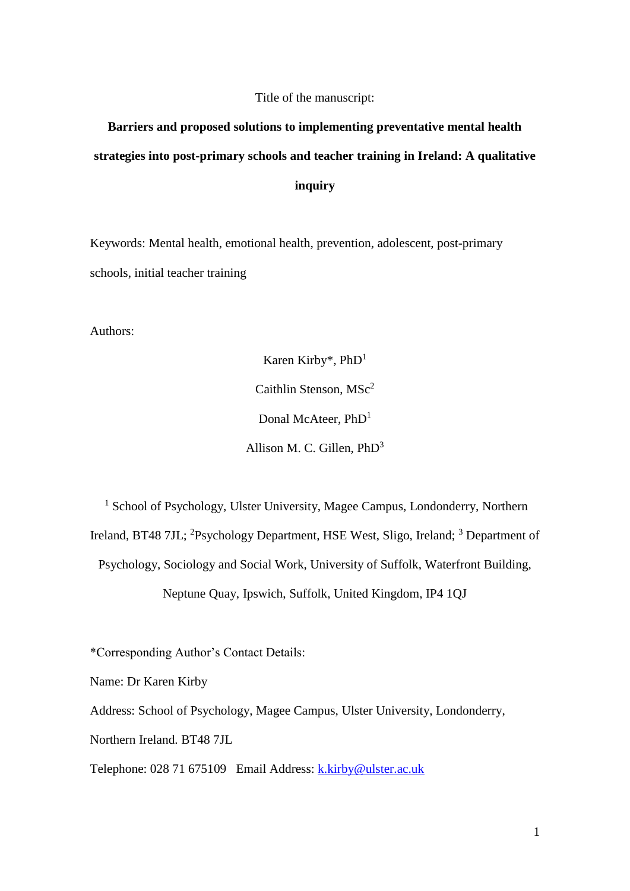Title of the manuscript:

**Barriers and proposed solutions to implementing preventative mental health strategies into post-primary schools and teacher training in Ireland: A qualitative inquiry**

Keywords: Mental health, emotional health, prevention, adolescent, post-primary schools, initial teacher training

Authors:

Karen Kirby*, PhD[1]

Caithlin Stenson, MSc[2]

Donal McAteer, PhD[1]

Allison M. C. Gillen, PhD[3]

[1] School of Psychology, Ulster University, Magee Campus, Londonderry, Northern Ireland, BT48 7JL; [2]Psychology Department, HSE West, Sligo, Ireland; [3] Department of Psychology, Sociology and Social Work, University of Suffolk, Waterfront Building, Neptune Quay, Ipswich, Suffolk, United Kingdom, IP4 1QJ

*Corresponding Author's Contact Details:

Name: Dr Karen Kirby

Address: School of Psychology, Magee Campus, Ulster University, Londonderry, Northern Ireland. BT48 7JL

Telephone: 028 71 675109 Email Address: k.kirby@ulster.ac.uk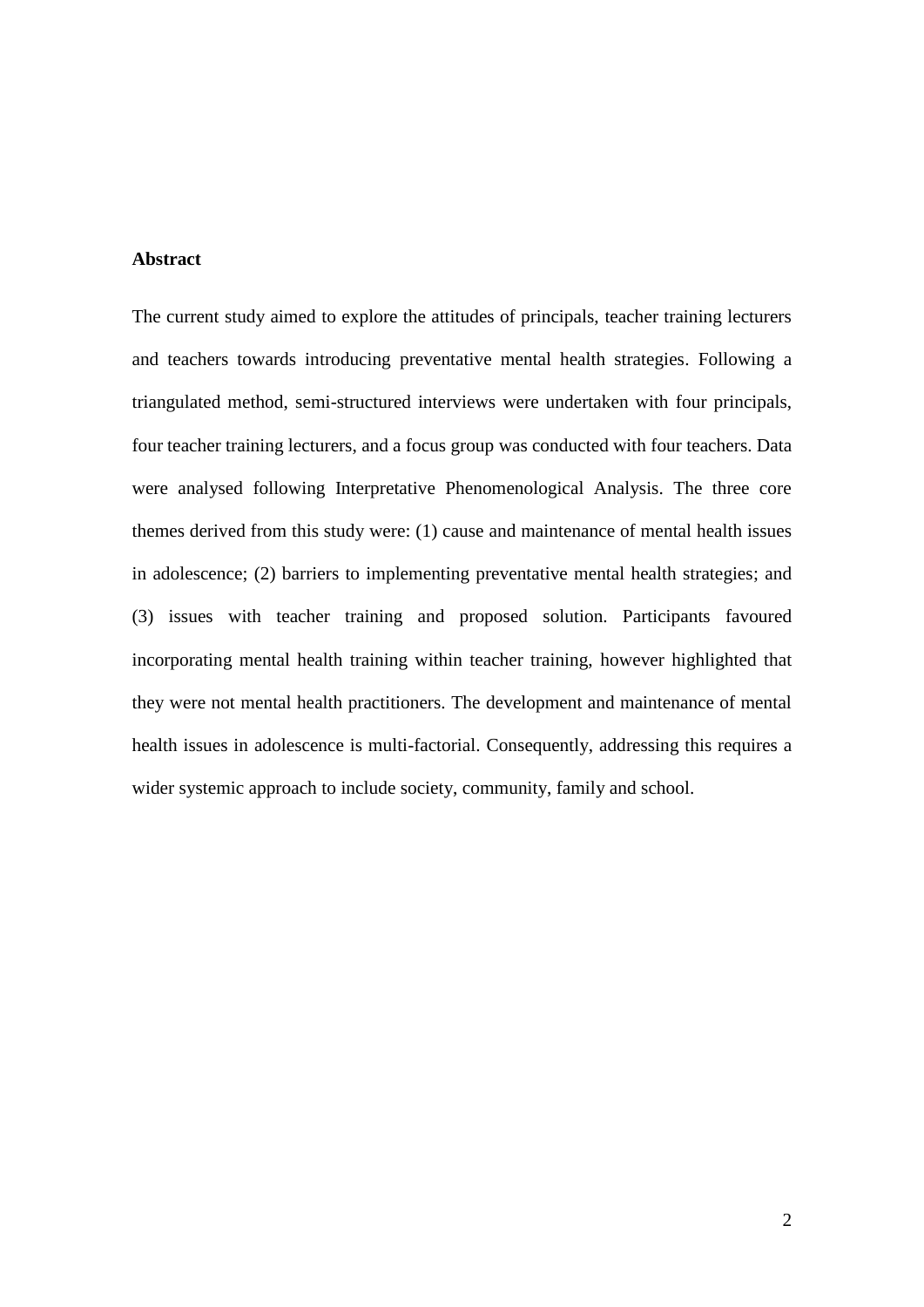**Abstract**

The current study aimed to explore the attitudes of principals, teacher training lecturers and teachers towards introducing preventative mental health strategies. Following a triangulated method, semi-structured interviews were undertaken with four principals, four teacher training lecturers, and a focus group was conducted with four teachers. Data were analysed following Interpretative Phenomenological Analysis. The three core themes derived from this study were: (1) cause and maintenance of mental health issues in adolescence; (2) barriers to implementing preventative mental health strategies; and (3) issues with teacher training and proposed solution. Participants favoured incorporating mental health training within teacher training, however highlighted that they were not mental health practitioners. The development and maintenance of mental health issues in adolescence is multi-factorial. Consequently, addressing this requires a wider systemic approach to include society, community, family and school.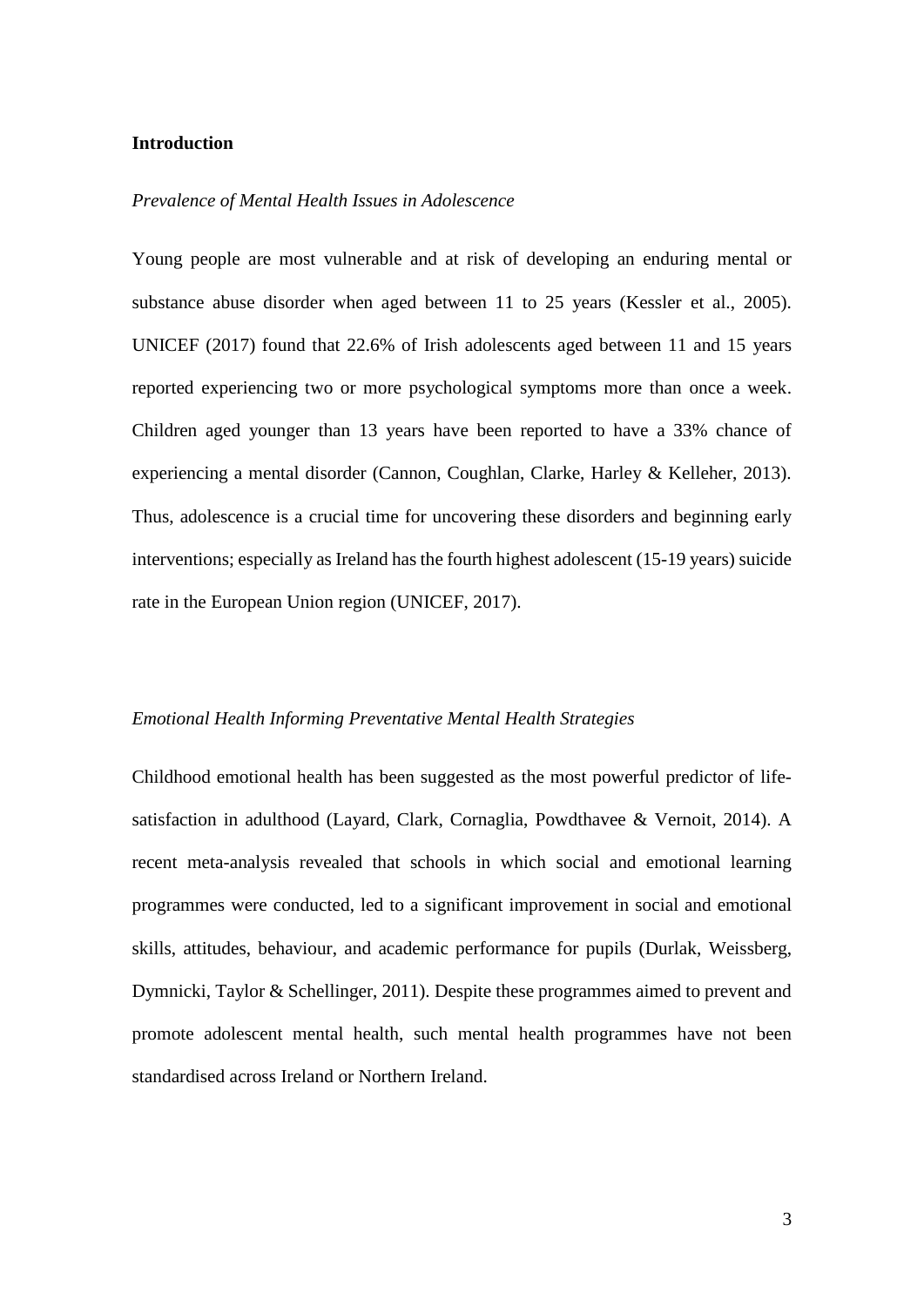## Introduction

### *Prevalence of Mental Health Issues in Adolescence*

Young people are most vulnerable and at risk of developing an enduring mental or substance abuse disorder when aged between 11 to 25 years (Kessler et al., 2005). UNICEF (2017) found that 22.6% of Irish adolescents aged between 11 and 15 years reported experiencing two or more psychological symptoms more than once a week. Children aged younger than 13 years have been reported to have a 33% chance of experiencing a mental disorder (Cannon, Coughlan, Clarke, Harley & Kelleher, 2013). Thus, adolescence is a crucial time for uncovering these disorders and beginning early interventions; especially as Ireland has the fourth highest adolescent (15-19 years) suicide rate in the European Union region (UNICEF, 2017).

### *Emotional Health Informing Preventative Mental Health Strategies*

Childhood emotional health has been suggested as the most powerful predictor of life-satisfaction in adulthood (Layard, Clark, Cornaglia, Powdthavee & Vernoit, 2014). A recent meta-analysis revealed that schools in which social and emotional learning programmes were conducted, led to a significant improvement in social and emotional skills, attitudes, behaviour, and academic performance for pupils (Durlak, Weissberg, Dymnicki, Taylor & Schellinger, 2011). Despite these programmes aimed to prevent and promote adolescent mental health, such mental health programmes have not been standardised across Ireland or Northern Ireland.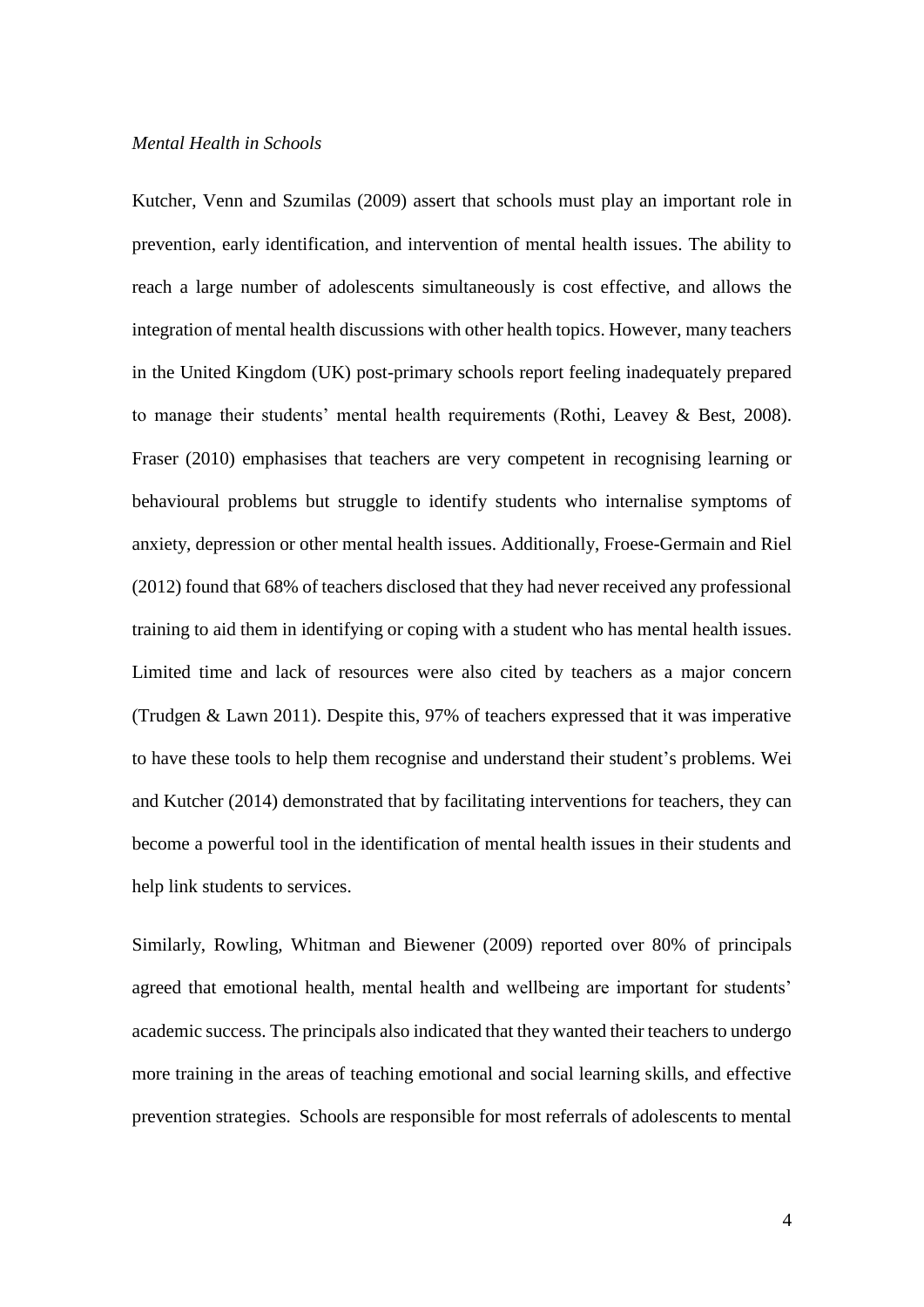*Mental Health in Schools*

Kutcher, Venn and Szumilas (2009) assert that schools must play an important role in prevention, early identification, and intervention of mental health issues. The ability to reach a large number of adolescents simultaneously is cost effective, and allows the integration of mental health discussions with other health topics. However, many teachers in the United Kingdom (UK) post-primary schools report feeling inadequately prepared to manage their students' mental health requirements (Rothi, Leavey & Best, 2008). Fraser (2010) emphasises that teachers are very competent in recognising learning or behavioural problems but struggle to identify students who internalise symptoms of anxiety, depression or other mental health issues. Additionally, Froese-Germain and Riel (2012) found that 68% of teachers disclosed that they had never received any professional training to aid them in identifying or coping with a student who has mental health issues. Limited time and lack of resources were also cited by teachers as a major concern (Trudgen & Lawn 2011). Despite this, 97% of teachers expressed that it was imperative to have these tools to help them recognise and understand their student's problems. Wei and Kutcher (2014) demonstrated that by facilitating interventions for teachers, they can become a powerful tool in the identification of mental health issues in their students and help link students to services.

Similarly, Rowling, Whitman and Biewener (2009) reported over 80% of principals agreed that emotional health, mental health and wellbeing are important for students' academic success. The principals also indicated that they wanted their teachers to undergo more training in the areas of teaching emotional and social learning skills, and effective prevention strategies. Schools are responsible for most referrals of adolescents to mental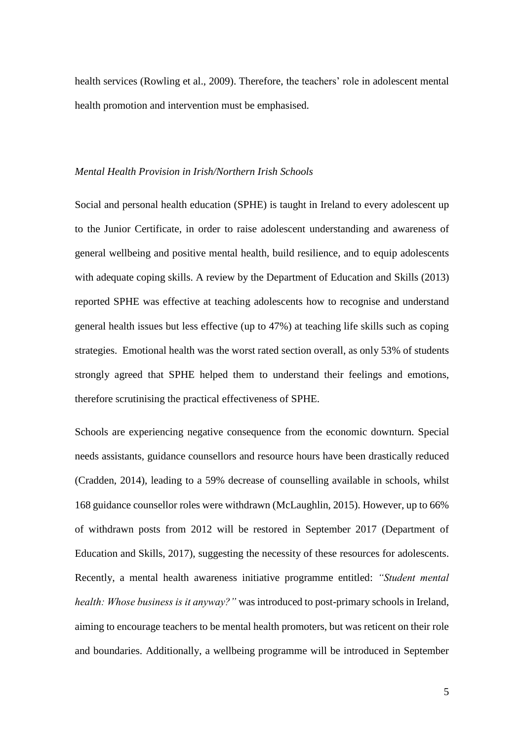health services (Rowling et al., 2009). Therefore, the teachers' role in adolescent mental health promotion and intervention must be emphasised.

*Mental Health Provision in Irish/Northern Irish Schools*

Social and personal health education (SPHE) is taught in Ireland to every adolescent up to the Junior Certificate, in order to raise adolescent understanding and awareness of general wellbeing and positive mental health, build resilience, and to equip adolescents with adequate coping skills. A review by the Department of Education and Skills (2013) reported SPHE was effective at teaching adolescents how to recognise and understand general health issues but less effective (up to 47%) at teaching life skills such as coping strategies. Emotional health was the worst rated section overall, as only 53% of students strongly agreed that SPHE helped them to understand their feelings and emotions, therefore scrutinising the practical effectiveness of SPHE.

Schools are experiencing negative consequence from the economic downturn. Special needs assistants, guidance counsellors and resource hours have been drastically reduced (Cradden, 2014), leading to a 59% decrease of counselling available in schools, whilst 168 guidance counsellor roles were withdrawn (McLaughlin, 2015). However, up to 66% of withdrawn posts from 2012 will be restored in September 2017 (Department of Education and Skills, 2017), suggesting the necessity of these resources for adolescents. Recently, a mental health awareness initiative programme entitled: *"Student mental health: Whose business is it anyway?"* was introduced to post-primary schools in Ireland, aiming to encourage teachers to be mental health promoters, but was reticent on their role and boundaries. Additionally, a wellbeing programme will be introduced in September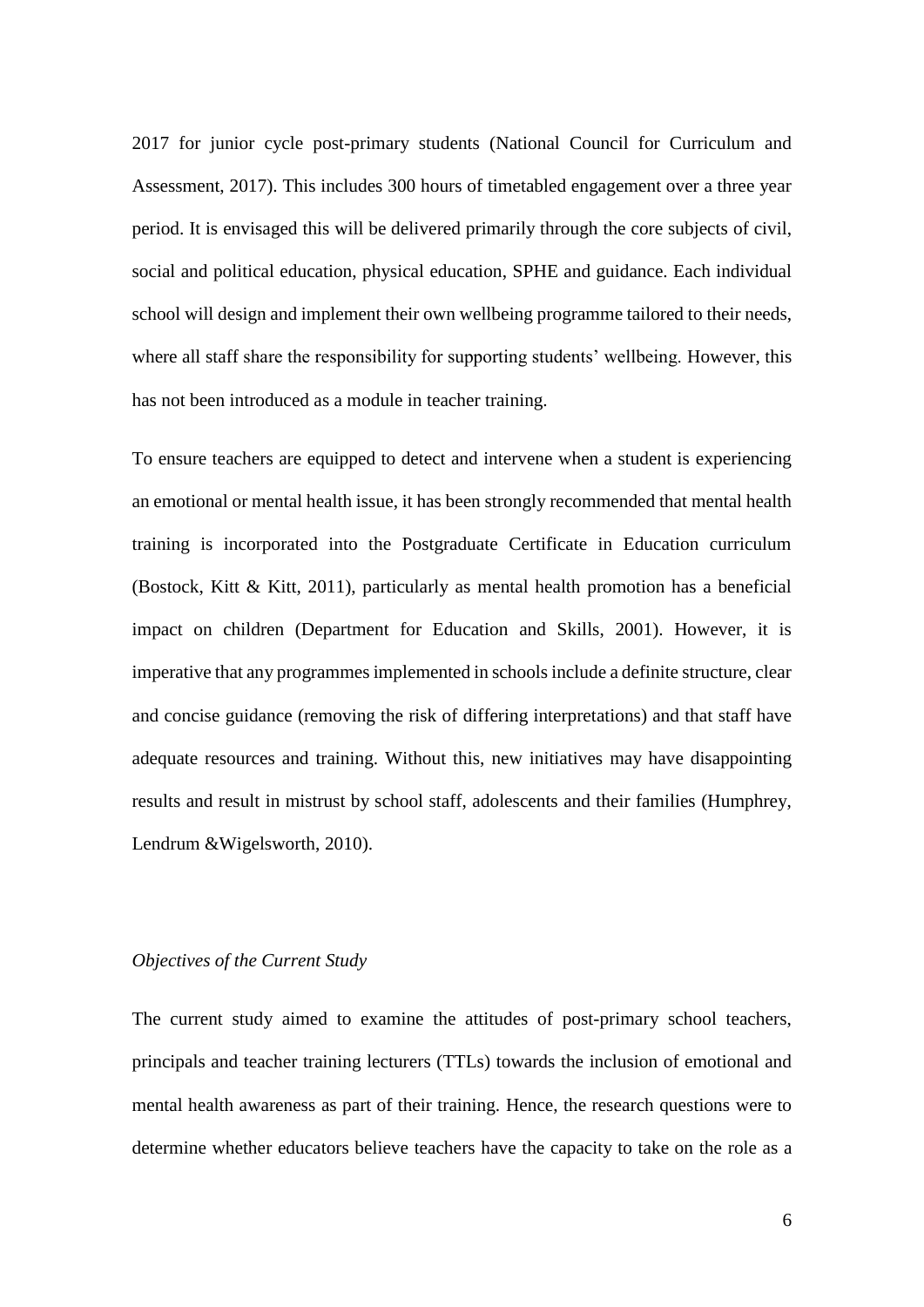2017 for junior cycle post-primary students (National Council for Curriculum and Assessment, 2017). This includes 300 hours of timetabled engagement over a three year period. It is envisaged this will be delivered primarily through the core subjects of civil, social and political education, physical education, SPHE and guidance. Each individual school will design and implement their own wellbeing programme tailored to their needs, where all staff share the responsibility for supporting students' wellbeing. However, this has not been introduced as a module in teacher training.

To ensure teachers are equipped to detect and intervene when a student is experiencing an emotional or mental health issue, it has been strongly recommended that mental health training is incorporated into the Postgraduate Certificate in Education curriculum (Bostock, Kitt & Kitt, 2011), particularly as mental health promotion has a beneficial impact on children (Department for Education and Skills, 2001). However, it is imperative that any programmes implemented in schools include a definite structure, clear and concise guidance (removing the risk of differing interpretations) and that staff have adequate resources and training. Without this, new initiatives may have disappointing results and result in mistrust by school staff, adolescents and their families (Humphrey, Lendrum &Wigelsworth, 2010).

*Objectives of the Current Study*

The current study aimed to examine the attitudes of post-primary school teachers, principals and teacher training lecturers (TTLs) towards the inclusion of emotional and mental health awareness as part of their training. Hence, the research questions were to determine whether educators believe teachers have the capacity to take on the role as a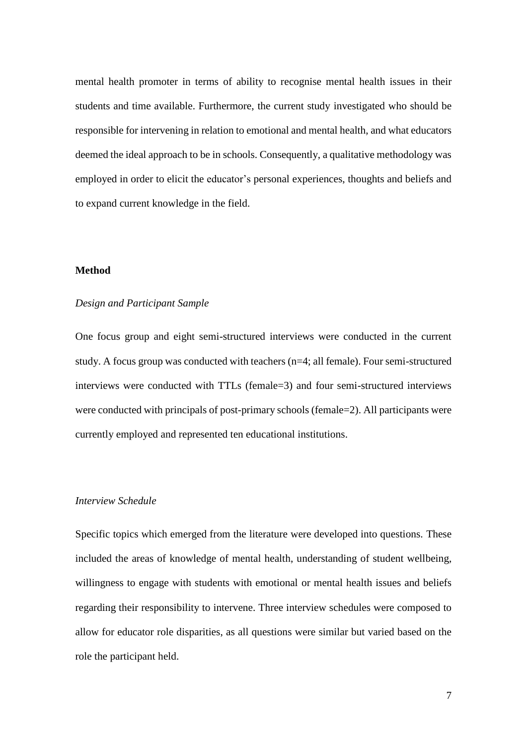mental health promoter in terms of ability to recognise mental health issues in their students and time available. Furthermore, the current study investigated who should be responsible for intervening in relation to emotional and mental health, and what educators deemed the ideal approach to be in schools. Consequently, a qualitative methodology was employed in order to elicit the educator's personal experiences, thoughts and beliefs and to expand current knowledge in the field.

## Method

### *Design and Participant Sample*

One focus group and eight semi-structured interviews were conducted in the current study. A focus group was conducted with teachers (n=4; all female). Four semi-structured interviews were conducted with TTLs (female=3) and four semi-structured interviews were conducted with principals of post-primary schools (female=2). All participants were currently employed and represented ten educational institutions.

### *Interview Schedule*

Specific topics which emerged from the literature were developed into questions. These included the areas of knowledge of mental health, understanding of student wellbeing, willingness to engage with students with emotional or mental health issues and beliefs regarding their responsibility to intervene. Three interview schedules were composed to allow for educator role disparities, as all questions were similar but varied based on the role the participant held.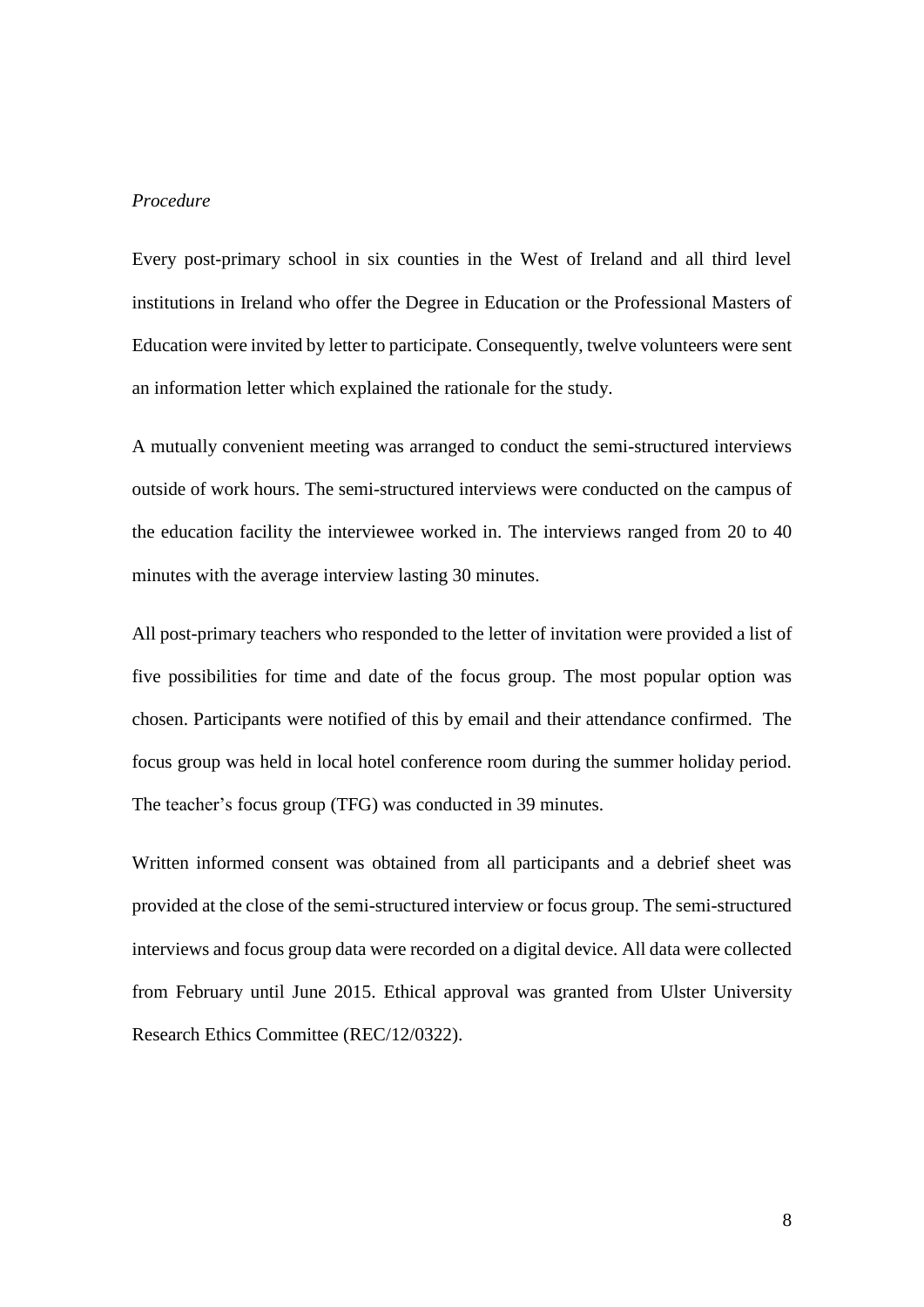*Procedure*

Every post-primary school in six counties in the West of Ireland and all third level institutions in Ireland who offer the Degree in Education or the Professional Masters of Education were invited by letter to participate. Consequently, twelve volunteers were sent an information letter which explained the rationale for the study.

A mutually convenient meeting was arranged to conduct the semi-structured interviews outside of work hours. The semi-structured interviews were conducted on the campus of the education facility the interviewee worked in. The interviews ranged from 20 to 40 minutes with the average interview lasting 30 minutes.

All post-primary teachers who responded to the letter of invitation were provided a list of five possibilities for time and date of the focus group. The most popular option was chosen. Participants were notified of this by email and their attendance confirmed. The focus group was held in local hotel conference room during the summer holiday period. The teacher's focus group (TFG) was conducted in 39 minutes.

Written informed consent was obtained from all participants and a debrief sheet was provided at the close of the semi-structured interview or focus group. The semi-structured interviews and focus group data were recorded on a digital device. All data were collected from February until June 2015. Ethical approval was granted from Ulster University Research Ethics Committee (REC/12/0322).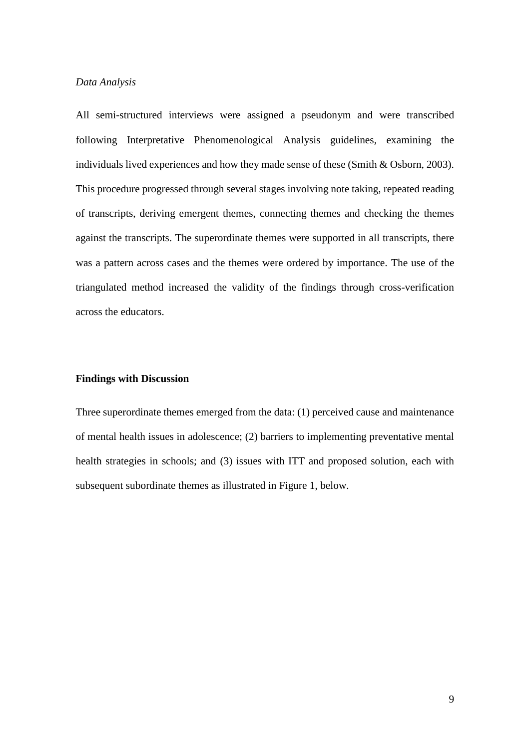*Data Analysis*

All semi-structured interviews were assigned a pseudonym and were transcribed following Interpretative Phenomenological Analysis guidelines, examining the individuals lived experiences and how they made sense of these (Smith & Osborn, 2003). This procedure progressed through several stages involving note taking, repeated reading of transcripts, deriving emergent themes, connecting themes and checking the themes against the transcripts. The superordinate themes were supported in all transcripts, there was a pattern across cases and the themes were ordered by importance. The use of the triangulated method increased the validity of the findings through cross-verification across the educators.

## Findings with Discussion

Three superordinate themes emerged from the data: (1) perceived cause and maintenance of mental health issues in adolescence; (2) barriers to implementing preventative mental health strategies in schools; and (3) issues with ITT and proposed solution, each with subsequent subordinate themes as illustrated in Figure 1, below.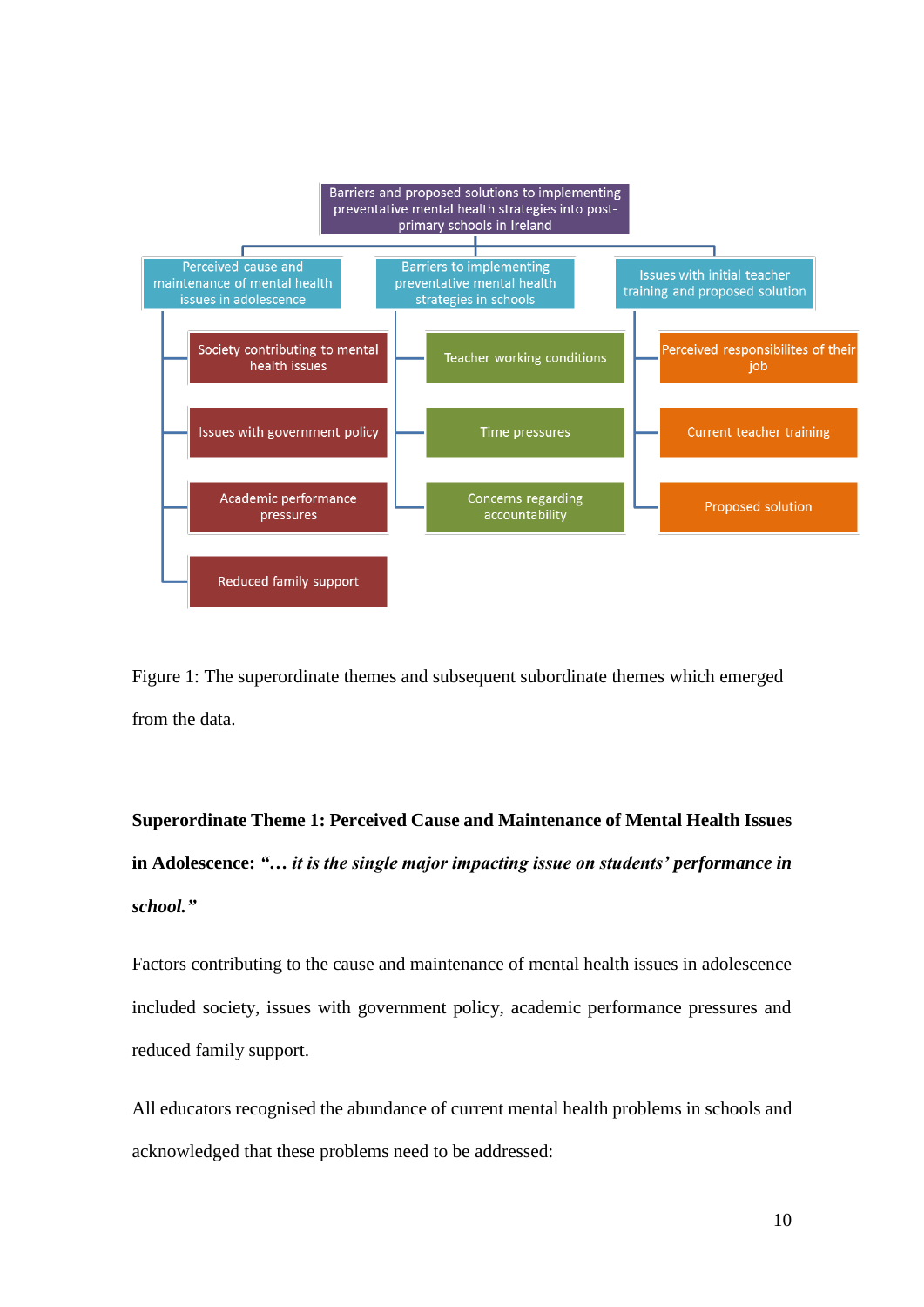- **Barriers and proposed solutions to implementing preventative mental health strategies into post-primary schools in Ireland**
  - **Perceived cause and maintenance of mental health issues in adolescence**
    - Society contributing to mental health issues
    - Issues with government policy
    - Academic performance pressures
    - Reduced family support
  - **Barriers to implementing preventative mental health strategies in schools**
    - Teacher working conditions
    - Time pressures
    - Concerns regarding accountability
  - **Issues with initial teacher training and proposed solution**
    - Perceived responsibilites of their job
    - Current teacher training
    - Proposed solution

Figure 1: The superordinate themes and subsequent subordinate themes which emerged from the data.

**Superordinate Theme 1: Perceived Cause and Maintenance of Mental Health Issues in Adolescence: *"… it is the single major impacting issue on students' performance in school."***

Factors contributing to the cause and maintenance of mental health issues in adolescence included society, issues with government policy, academic performance pressures and reduced family support.

All educators recognised the abundance of current mental health problems in schools and acknowledged that these problems need to be addressed: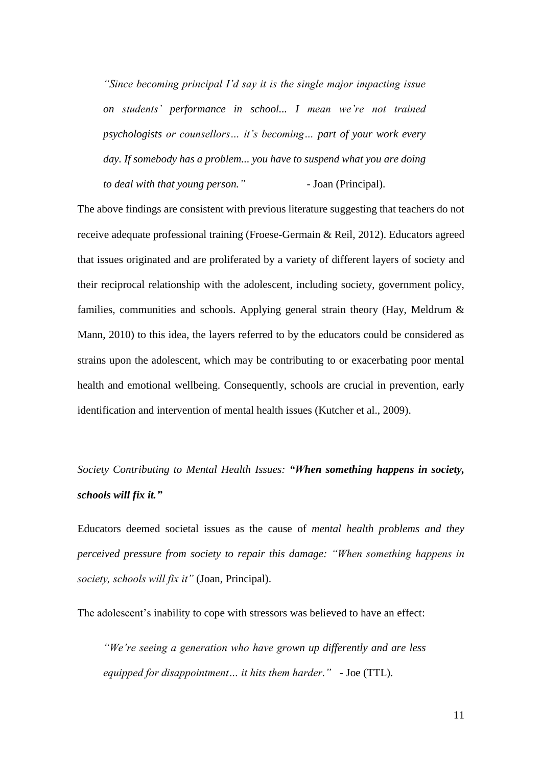> *"Since becoming principal I'd say it is the single major impacting issue on students' performance in school... I mean we're not trained psychologists or counsellors… it's becoming… part of your work every day. If somebody has a problem... you have to suspend what you are doing to deal with that young person."* - Joan (Principal).

The above findings are consistent with previous literature suggesting that teachers do not receive adequate professional training (Froese-Germain & Reil, 2012). Educators agreed that issues originated and are proliferated by a variety of different layers of society and their reciprocal relationship with the adolescent, including society, government policy, families, communities and schools. Applying general strain theory (Hay, Meldrum & Mann, 2010) to this idea, the layers referred to by the educators could be considered as strains upon the adolescent, which may be contributing to or exacerbating poor mental health and emotional wellbeing. Consequently, schools are crucial in prevention, early identification and intervention of mental health issues (Kutcher et al., 2009).

*Society Contributing to Mental Health Issues:* ***"When something happens in society, schools will fix it."***

Educators deemed societal issues as the cause of *mental health problems and they perceived pressure from society to repair this damage: "When something happens in society, schools will fix it"* (Joan, Principal).

The adolescent's inability to cope with stressors was believed to have an effect:

> *"We're seeing a generation who have grown up differently and are less equipped for disappointment… it hits them harder."* - Joe (TTL).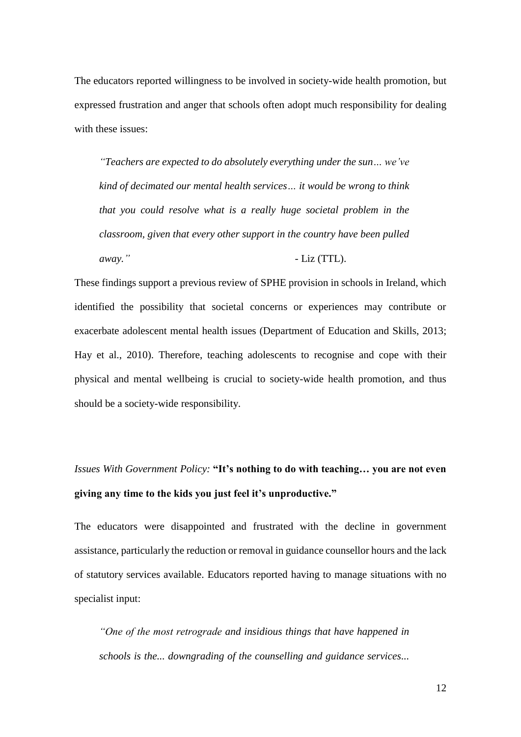The educators reported willingness to be involved in society-wide health promotion, but expressed frustration and anger that schools often adopt much responsibility for dealing with these issues:

> *"Teachers are expected to do absolutely everything under the sun… we've kind of decimated our mental health services… it would be wrong to think that you could resolve what is a really huge societal problem in the classroom, given that every other support in the country have been pulled away."* - Liz (TTL).

These findings support a previous review of SPHE provision in schools in Ireland, which identified the possibility that societal concerns or experiences may contribute or exacerbate adolescent mental health issues (Department of Education and Skills, 2013; Hay et al., 2010). Therefore, teaching adolescents to recognise and cope with their physical and mental wellbeing is crucial to society-wide health promotion, and thus should be a society-wide responsibility.

*Issues With Government Policy:* **"It's nothing to do with teaching… you are not even giving any time to the kids you just feel it's unproductive."**

The educators were disappointed and frustrated with the decline in government assistance, particularly the reduction or removal in guidance counsellor hours and the lack of statutory services available. Educators reported having to manage situations with no specialist input:

> *"One of the most retrograde and insidious things that have happened in schools is the... downgrading of the counselling and guidance services...*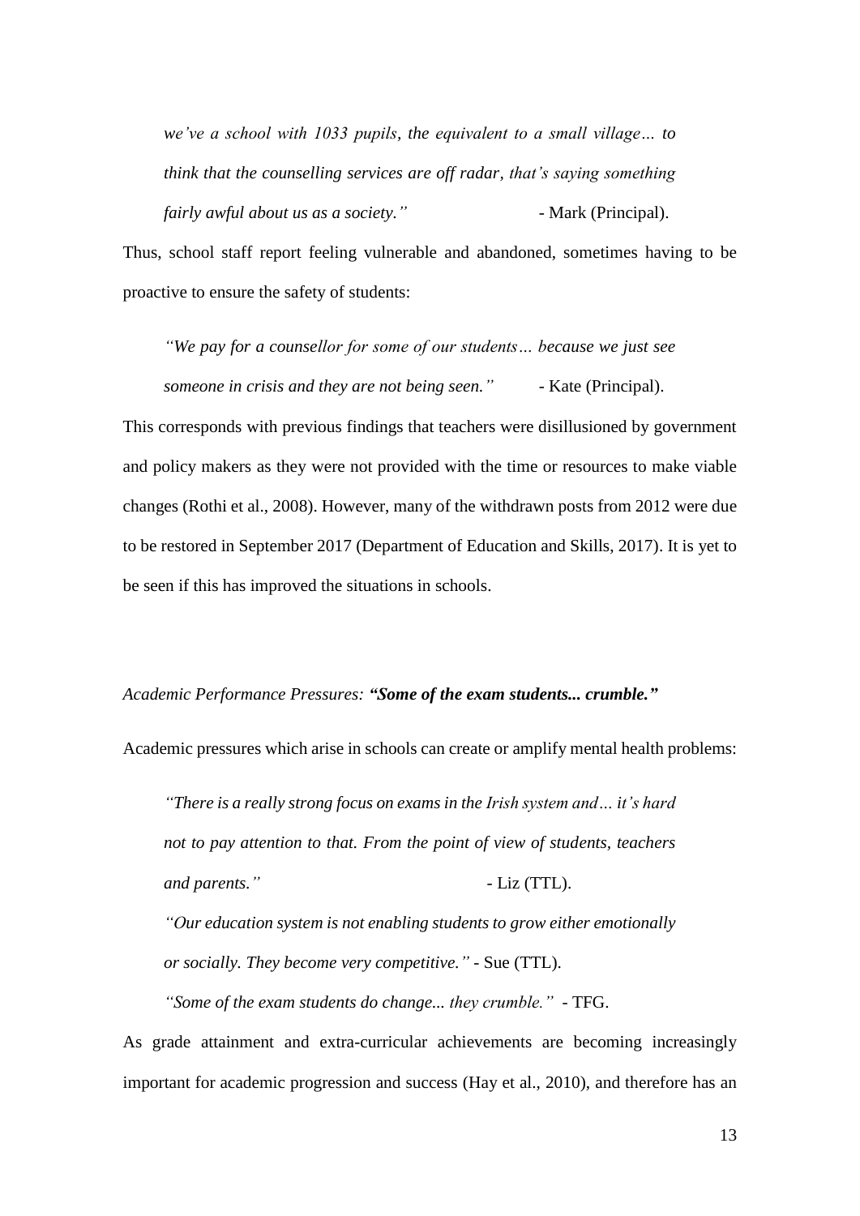*we've a school with 1033 pupils, the equivalent to a small village… to think that the counselling services are off radar, that's saying something fairly awful about us as a society."* - Mark (Principal).

Thus, school staff report feeling vulnerable and abandoned, sometimes having to be proactive to ensure the safety of students:

> *"We pay for a counsellor for some of our students… because we just see someone in crisis and they are not being seen."* - Kate (Principal).

This corresponds with previous findings that teachers were disillusioned by government and policy makers as they were not provided with the time or resources to make viable changes (Rothi et al., 2008). However, many of the withdrawn posts from 2012 were due to be restored in September 2017 (Department of Education and Skills, 2017). It is yet to be seen if this has improved the situations in schools.

*Academic Performance Pressures:* ***"Some of the exam students... crumble."***

Academic pressures which arise in schools can create or amplify mental health problems:

> *"There is a really strong focus on exams in the Irish system and… it's hard not to pay attention to that. From the point of view of students, teachers and parents."* - Liz (TTL).
>
> *"Our education system is not enabling students to grow either emotionally or socially. They become very competitive."* - Sue (TTL).
>
> *"Some of the exam students do change... they crumble."* - TFG.

As grade attainment and extra-curricular achievements are becoming increasingly important for academic progression and success (Hay et al., 2010), and therefore has an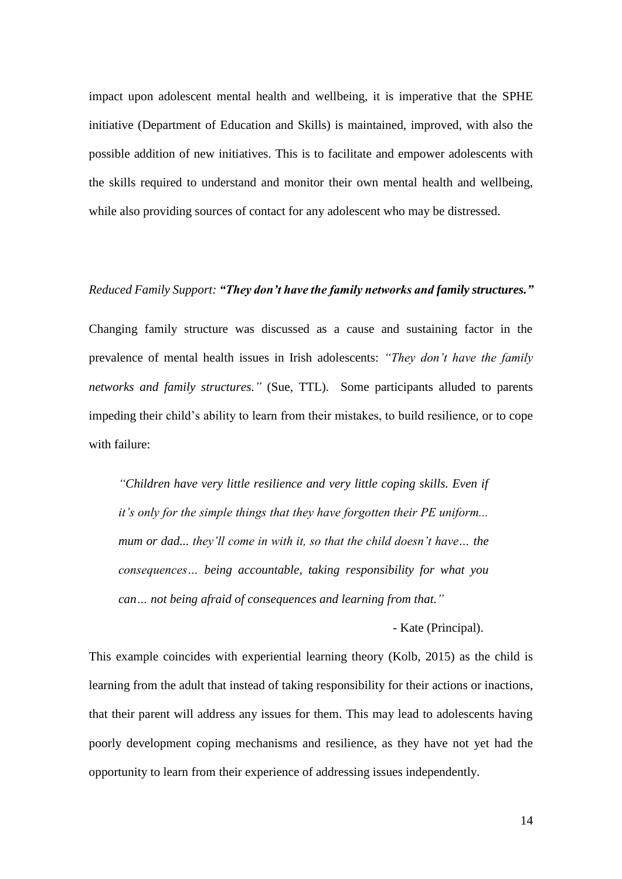impact upon adolescent mental health and wellbeing, it is imperative that the SPHE initiative (Department of Education and Skills) is maintained, improved, with also the possible addition of new initiatives. This is to facilitate and empower adolescents with the skills required to understand and monitor their own mental health and wellbeing, while also providing sources of contact for any adolescent who may be distressed.

*Reduced Family Support:* ***"They don't have the family networks and family structures."***

Changing family structure was discussed as a cause and sustaining factor in the prevalence of mental health issues in Irish adolescents: *"They don't have the family networks and family structures."* (Sue, TTL). Some participants alluded to parents impeding their child's ability to learn from their mistakes, to build resilience, or to cope with failure:

> *"Children have very little resilience and very little coping skills. Even if it's only for the simple things that they have forgotten their PE uniform... mum or dad... they'll come in with it, so that the child doesn't have… the consequences… being accountable, taking responsibility for what you can… not being afraid of consequences and learning from that."*
>
> \- Kate (Principal).

This example coincides with experiential learning theory (Kolb, 2015) as the child is learning from the adult that instead of taking responsibility for their actions or inactions, that their parent will address any issues for them. This may lead to adolescents having poorly development coping mechanisms and resilience, as they have not yet had the opportunity to learn from their experience of addressing issues independently.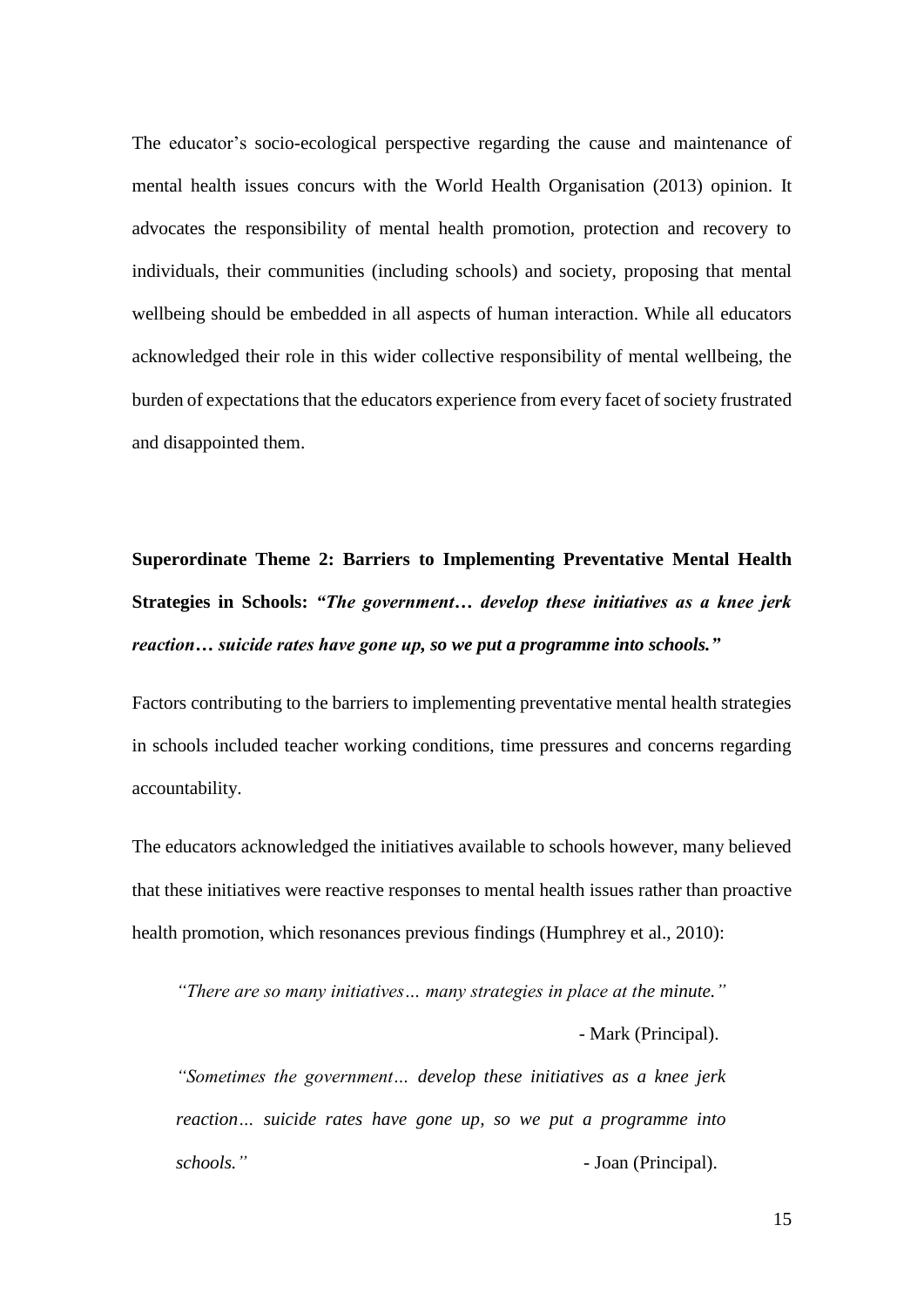The educator's socio-ecological perspective regarding the cause and maintenance of mental health issues concurs with the World Health Organisation (2013) opinion. It advocates the responsibility of mental health promotion, protection and recovery to individuals, their communities (including schools) and society, proposing that mental wellbeing should be embedded in all aspects of human interaction. While all educators acknowledged their role in this wider collective responsibility of mental wellbeing, the burden of expectations that the educators experience from every facet of society frustrated and disappointed them.

**Superordinate Theme 2: Barriers to Implementing Preventative Mental Health Strategies in Schools: *"The government… develop these initiatives as a knee jerk reaction… suicide rates have gone up, so we put a programme into schools."***

Factors contributing to the barriers to implementing preventative mental health strategies in schools included teacher working conditions, time pressures and concerns regarding accountability.

The educators acknowledged the initiatives available to schools however, many believed that these initiatives were reactive responses to mental health issues rather than proactive health promotion, which resonances previous findings (Humphrey et al., 2010):

> *"There are so many initiatives… many strategies in place at the minute."*
>
> \- Mark (Principal).
>
> *"Sometimes the government… develop these initiatives as a knee jerk reaction… suicide rates have gone up, so we put a programme into schools."*
>
> \- Joan (Principal).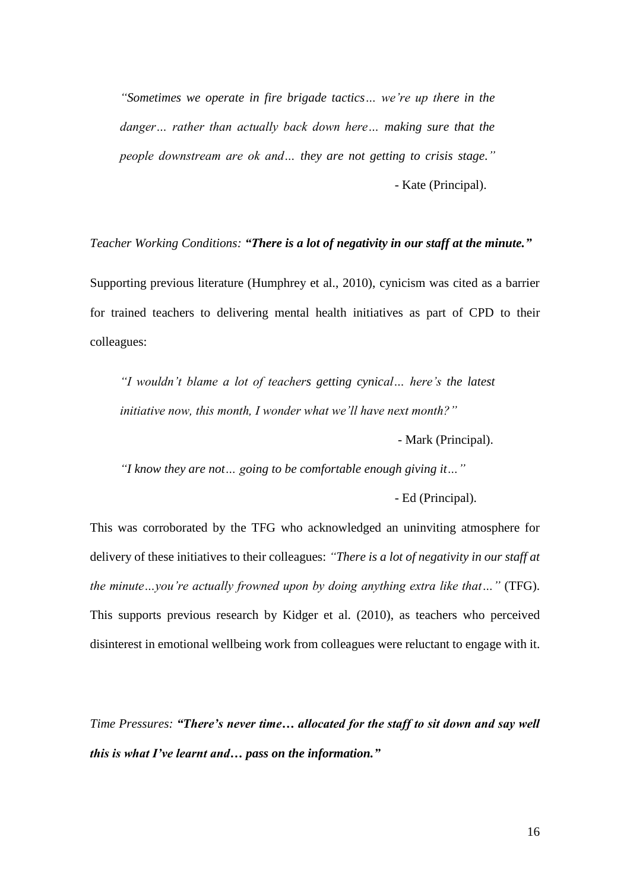> *"Sometimes we operate in fire brigade tactics… we're up there in the danger… rather than actually back down here… making sure that the people downstream are ok and… they are not getting to crisis stage."*
>
> - Kate (Principal).

*Teacher Working Conditions:* ***"There is a lot of negativity in our staff at the minute."***

Supporting previous literature (Humphrey et al., 2010), cynicism was cited as a barrier for trained teachers to delivering mental health initiatives as part of CPD to their colleagues:

> *"I wouldn't blame a lot of teachers getting cynical… here's the latest initiative now, this month, I wonder what we'll have next month?"*
>
> - Mark (Principal).
>
> *"I know they are not… going to be comfortable enough giving it…"*
>
> - Ed (Principal).

This was corroborated by the TFG who acknowledged an uninviting atmosphere for delivery of these initiatives to their colleagues: *"There is a lot of negativity in our staff at the minute…you're actually frowned upon by doing anything extra like that…"* (TFG). This supports previous research by Kidger et al. (2010), as teachers who perceived disinterest in emotional wellbeing work from colleagues were reluctant to engage with it.

*Time Pressures:* ***"There's never time… allocated for the staff to sit down and say well this is what I've learnt and… pass on the information."***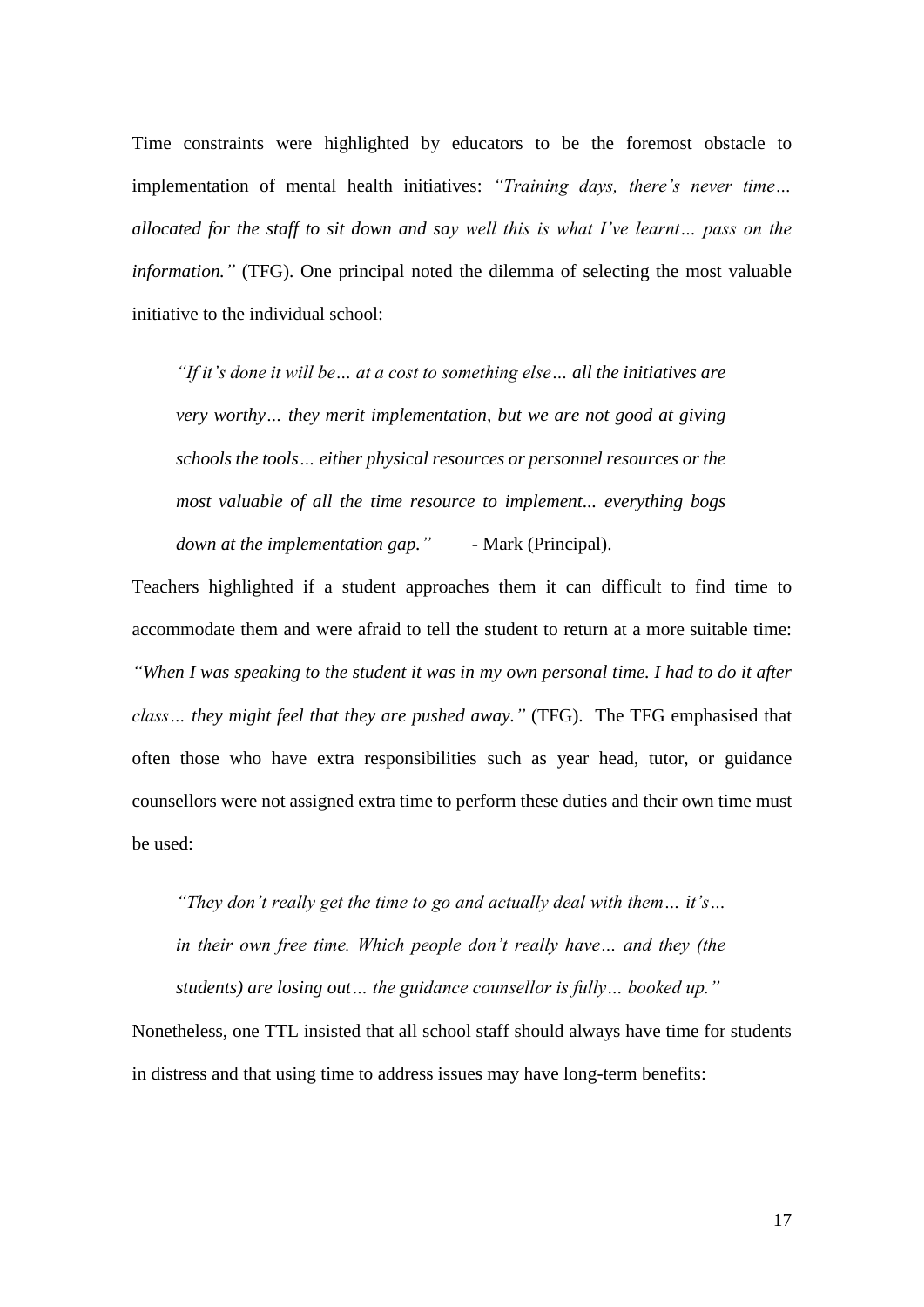Time constraints were highlighted by educators to be the foremost obstacle to implementation of mental health initiatives: *"Training days, there's never time… allocated for the staff to sit down and say well this is what I've learnt… pass on the information."* (TFG). One principal noted the dilemma of selecting the most valuable initiative to the individual school:

> *"If it's done it will be… at a cost to something else… all the initiatives are very worthy… they merit implementation, but we are not good at giving schools the tools… either physical resources or personnel resources or the most valuable of all the time resource to implement... everything bogs down at the implementation gap."* - Mark (Principal).

Teachers highlighted if a student approaches them it can difficult to find time to accommodate them and were afraid to tell the student to return at a more suitable time: *"When I was speaking to the student it was in my own personal time. I had to do it after class… they might feel that they are pushed away."* (TFG). The TFG emphasised that often those who have extra responsibilities such as year head, tutor, or guidance counsellors were not assigned extra time to perform these duties and their own time must be used:

> *"They don't really get the time to go and actually deal with them… it's… in their own free time. Which people don't really have… and they (the students) are losing out… the guidance counsellor is fully… booked up."*

Nonetheless, one TTL insisted that all school staff should always have time for students in distress and that using time to address issues may have long-term benefits: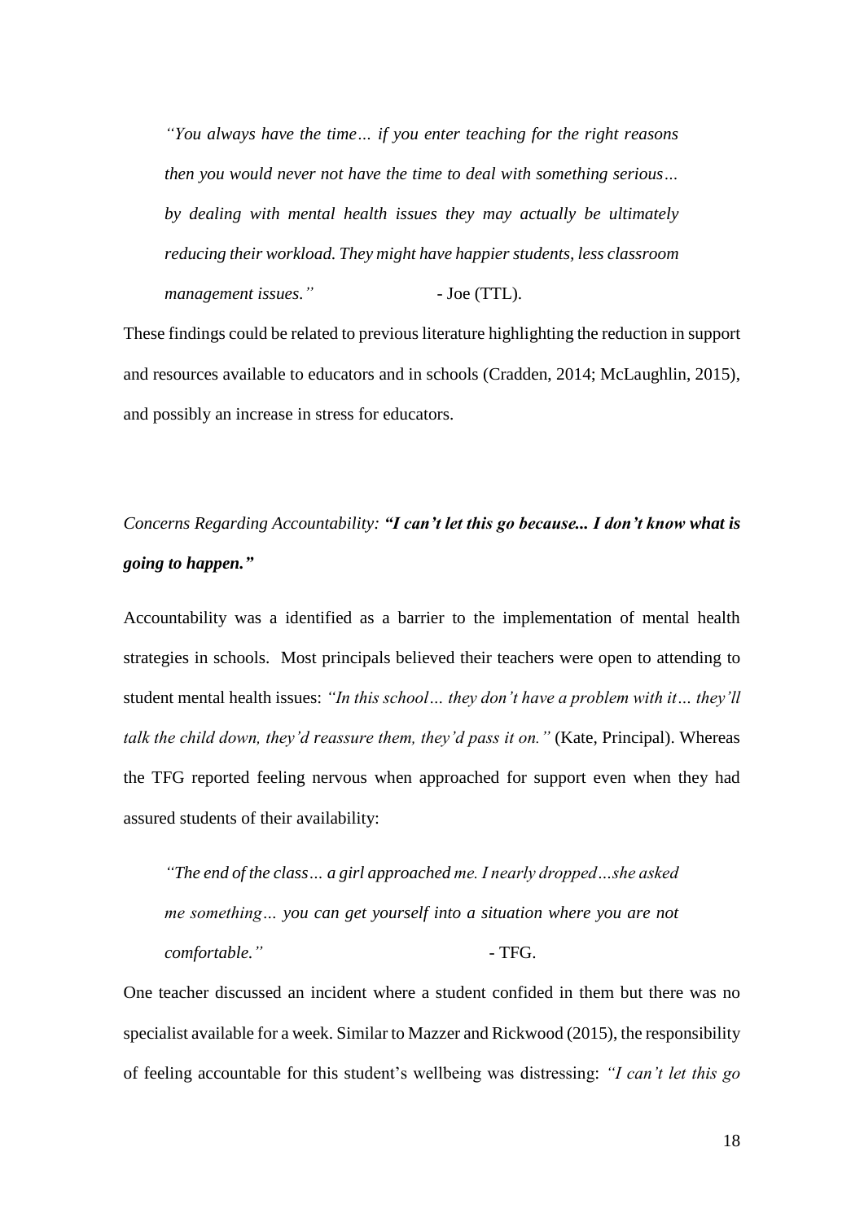> *"You always have the time… if you enter teaching for the right reasons then you would never not have the time to deal with something serious… by dealing with mental health issues they may actually be ultimately reducing their workload. They might have happier students, less classroom management issues."* - Joe (TTL).

These findings could be related to previous literature highlighting the reduction in support and resources available to educators and in schools (Cradden, 2014; McLaughlin, 2015), and possibly an increase in stress for educators.

*Concerns Regarding Accountability:* ***"I can't let this go because... I don't know what is going to happen."***

Accountability was a identified as a barrier to the implementation of mental health strategies in schools. Most principals believed their teachers were open to attending to student mental health issues: *"In this school… they don't have a problem with it… they'll talk the child down, they'd reassure them, they'd pass it on."* (Kate, Principal). Whereas the TFG reported feeling nervous when approached for support even when they had assured students of their availability:

> *"The end of the class… a girl approached me. I nearly dropped…she asked me something… you can get yourself into a situation where you are not comfortable."* - TFG.

One teacher discussed an incident where a student confided in them but there was no specialist available for a week. Similar to Mazzer and Rickwood (2015), the responsibility of feeling accountable for this student's wellbeing was distressing: *"I can't let this go*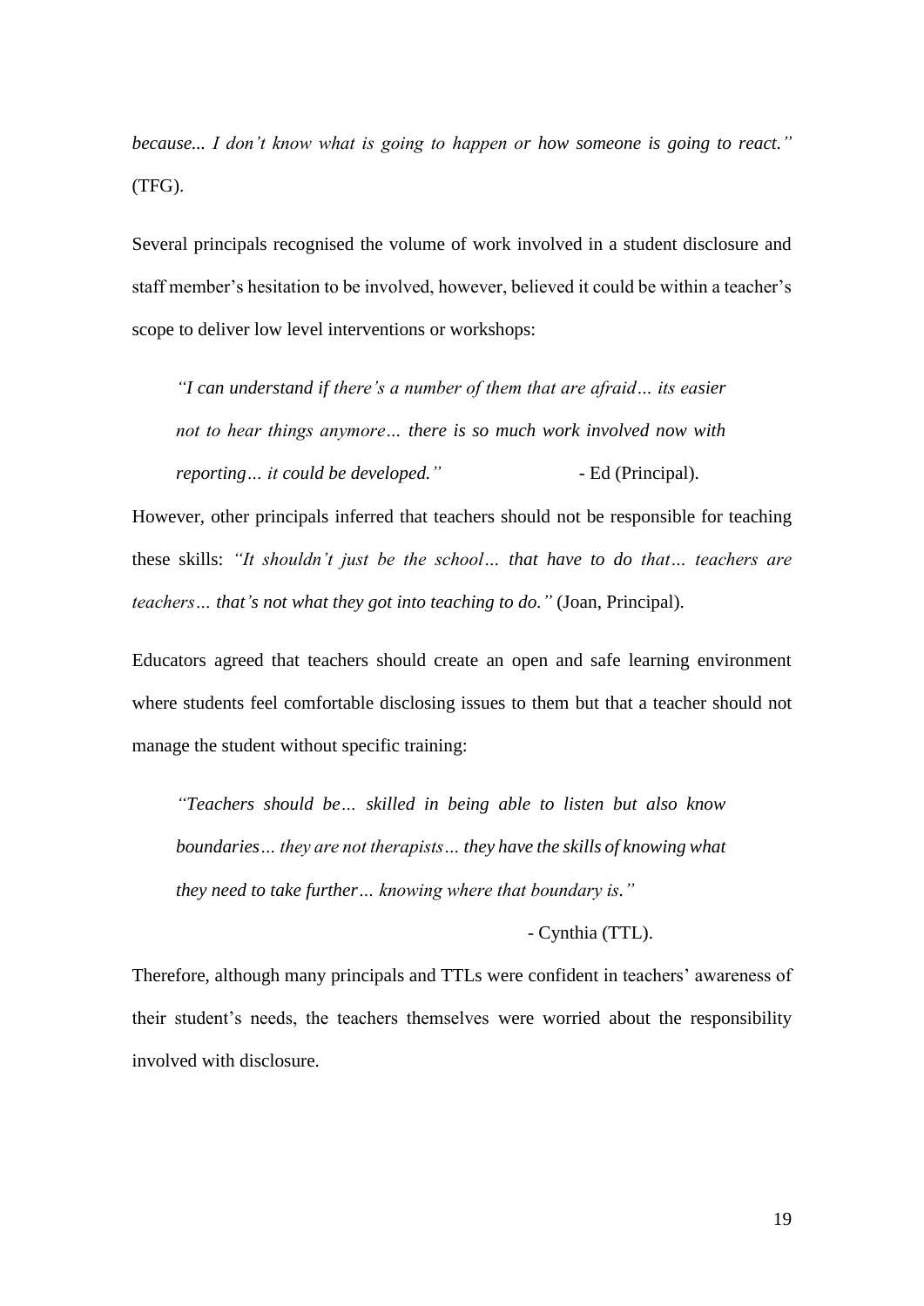*because... I don't know what is going to happen or how someone is going to react."* (TFG).

Several principals recognised the volume of work involved in a student disclosure and staff member's hesitation to be involved, however, believed it could be within a teacher's scope to deliver low level interventions or workshops:

> *"I can understand if there's a number of them that are afraid… its easier not to hear things anymore… there is so much work involved now with reporting… it could be developed."* - Ed (Principal).

However, other principals inferred that teachers should not be responsible for teaching these skills: *"It shouldn't just be the school… that have to do that… teachers are teachers… that's not what they got into teaching to do."* (Joan, Principal).

Educators agreed that teachers should create an open and safe learning environment where students feel comfortable disclosing issues to them but that a teacher should not manage the student without specific training:

> *"Teachers should be… skilled in being able to listen but also know boundaries… they are not therapists… they have the skills of knowing what they need to take further… knowing where that boundary is."*
>
> - Cynthia (TTL).

Therefore, although many principals and TTLs were confident in teachers' awareness of their student's needs, the teachers themselves were worried about the responsibility involved with disclosure.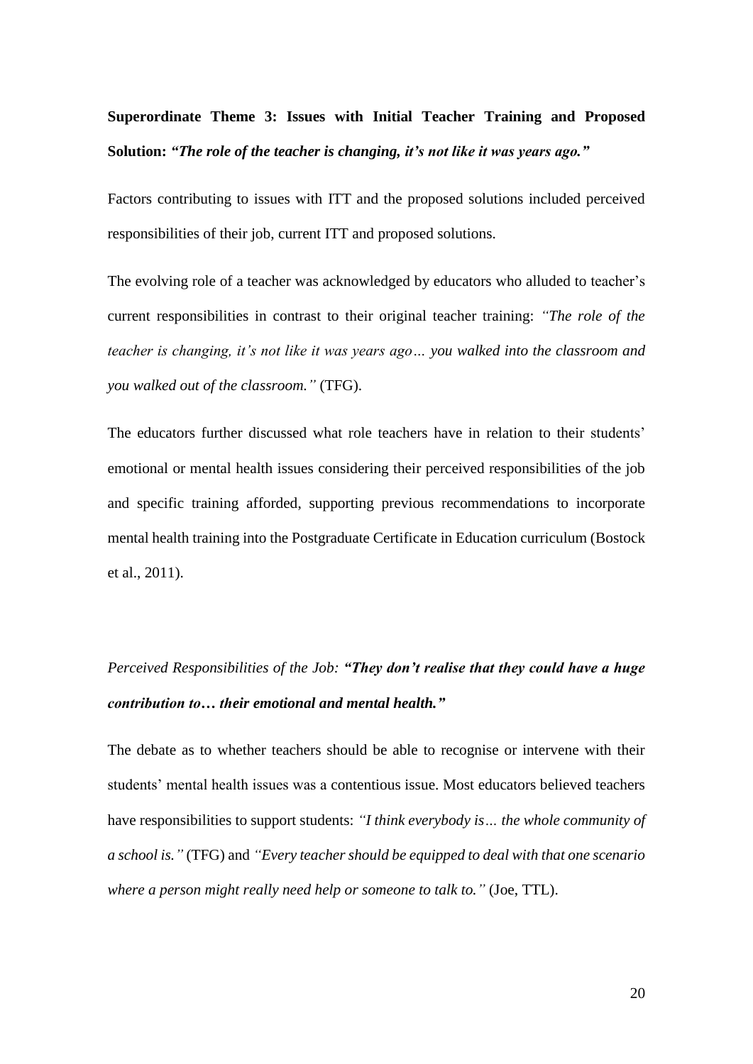**Superordinate Theme 3: Issues with Initial Teacher Training and Proposed Solution:** ***"The role of the teacher is changing, it's not like it was years ago."***

Factors contributing to issues with ITT and the proposed solutions included perceived responsibilities of their job, current ITT and proposed solutions.

The evolving role of a teacher was acknowledged by educators who alluded to teacher's current responsibilities in contrast to their original teacher training: *"The role of the teacher is changing, it's not like it was years ago… you walked into the classroom and you walked out of the classroom."* (TFG).

The educators further discussed what role teachers have in relation to their students' emotional or mental health issues considering their perceived responsibilities of the job and specific training afforded, supporting previous recommendations to incorporate mental health training into the Postgraduate Certificate in Education curriculum (Bostock et al., 2011).

*Perceived Responsibilities of the Job:* ***"They don't realise that they could have a huge contribution to… their emotional and mental health."***

The debate as to whether teachers should be able to recognise or intervene with their students' mental health issues was a contentious issue. Most educators believed teachers have responsibilities to support students: *"I think everybody is… the whole community of a school is."* (TFG) and *"Every teacher should be equipped to deal with that one scenario where a person might really need help or someone to talk to."* (Joe, TTL).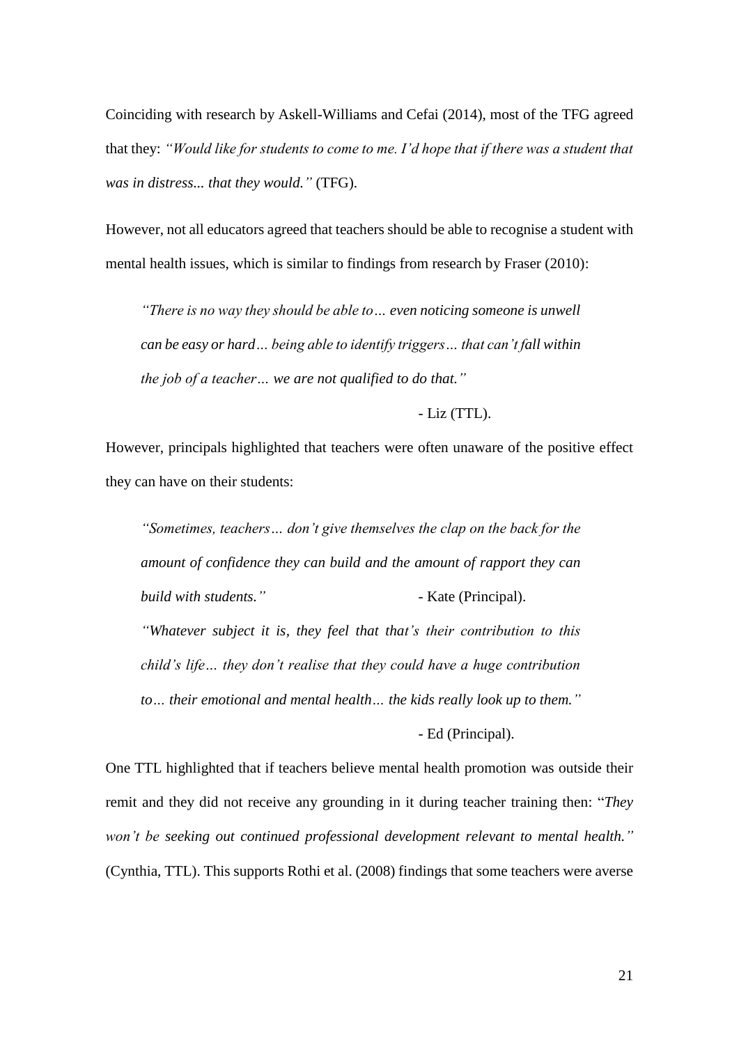Coinciding with research by Askell-Williams and Cefai (2014), most of the TFG agreed that they: *"Would like for students to come to me. I'd hope that if there was a student that was in distress... that they would."* (TFG).

However, not all educators agreed that teachers should be able to recognise a student with mental health issues, which is similar to findings from research by Fraser (2010):

> *"There is no way they should be able to… even noticing someone is unwell can be easy or hard… being able to identify triggers… that can't fall within the job of a teacher… we are not qualified to do that."*
>
> \- Liz (TTL).

However, principals highlighted that teachers were often unaware of the positive effect they can have on their students:

> *"Sometimes, teachers… don't give themselves the clap on the back for the amount of confidence they can build and the amount of rapport they can build with students."* - Kate (Principal).
>
> *"Whatever subject it is, they feel that that's their contribution to this child's life… they don't realise that they could have a huge contribution to… their emotional and mental health… the kids really look up to them."*
>
> \- Ed (Principal).

One TTL highlighted that if teachers believe mental health promotion was outside their remit and they did not receive any grounding in it during teacher training then: "*They won't be seeking out continued professional development relevant to mental health."* (Cynthia, TTL). This supports Rothi et al. (2008) findings that some teachers were averse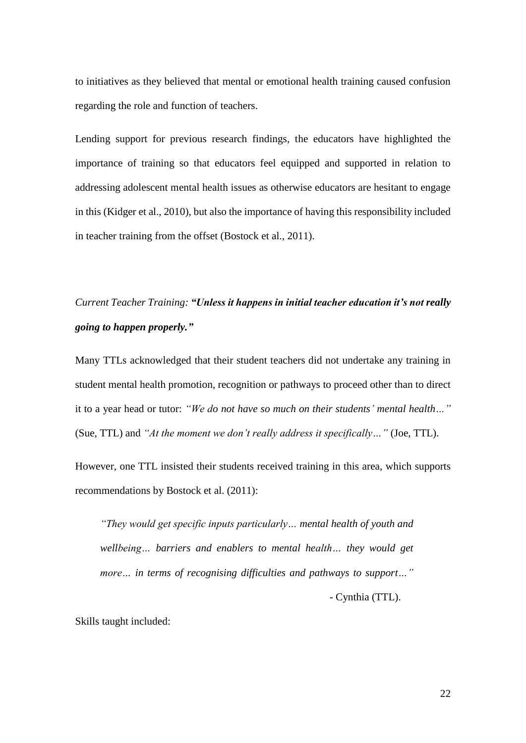to initiatives as they believed that mental or emotional health training caused confusion regarding the role and function of teachers.

Lending support for previous research findings, the educators have highlighted the importance of training so that educators feel equipped and supported in relation to addressing adolescent mental health issues as otherwise educators are hesitant to engage in this (Kidger et al., 2010), but also the importance of having this responsibility included in teacher training from the offset (Bostock et al., 2011).

*Current Teacher Training:* ***"Unless it happens in initial teacher education it's not really going to happen properly."***

Many TTLs acknowledged that their student teachers did not undertake any training in student mental health promotion, recognition or pathways to proceed other than to direct it to a year head or tutor: *"We do not have so much on their students' mental health…"* (Sue, TTL) and *"At the moment we don't really address it specifically…"* (Joe, TTL).

However, one TTL insisted their students received training in this area, which supports recommendations by Bostock et al. (2011):

> *"They would get specific inputs particularly… mental health of youth and wellbeing… barriers and enablers to mental health… they would get more… in terms of recognising difficulties and pathways to support…"*
>
> \- Cynthia (TTL).

Skills taught included: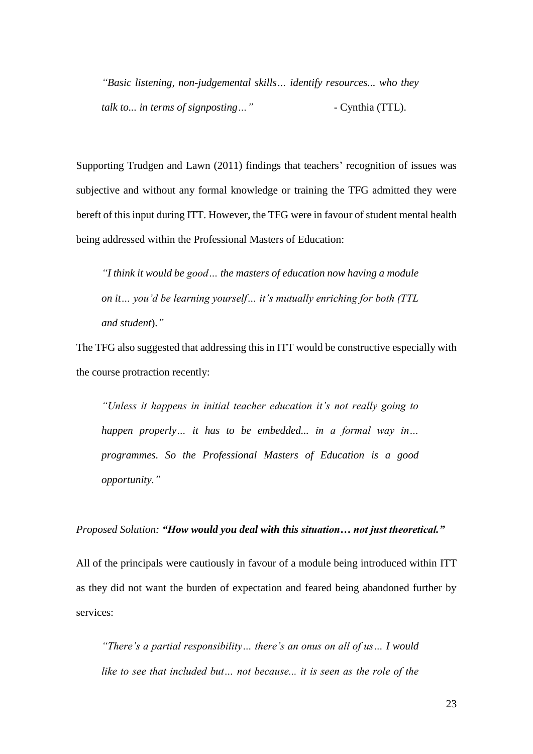> *"Basic listening, non-judgemental skills… identify resources... who they talk to... in terms of signposting…"* - Cynthia (TTL).

Supporting Trudgen and Lawn (2011) findings that teachers' recognition of issues was subjective and without any formal knowledge or training the TFG admitted they were bereft of this input during ITT. However, the TFG were in favour of student mental health being addressed within the Professional Masters of Education:

> *"I think it would be good… the masters of education now having a module on it… you'd be learning yourself… it's mutually enriching for both (TTL and student)."*

The TFG also suggested that addressing this in ITT would be constructive especially with the course protraction recently:

> *"Unless it happens in initial teacher education it's not really going to happen properly… it has to be embedded... in a formal way in… programmes. So the Professional Masters of Education is a good opportunity."*

*Proposed Solution:* ***"How would you deal with this situation… not just theoretical."***

All of the principals were cautiously in favour of a module being introduced within ITT as they did not want the burden of expectation and feared being abandoned further by services:

> *"There's a partial responsibility… there's an onus on all of us… I would like to see that included but… not because... it is seen as the role of the*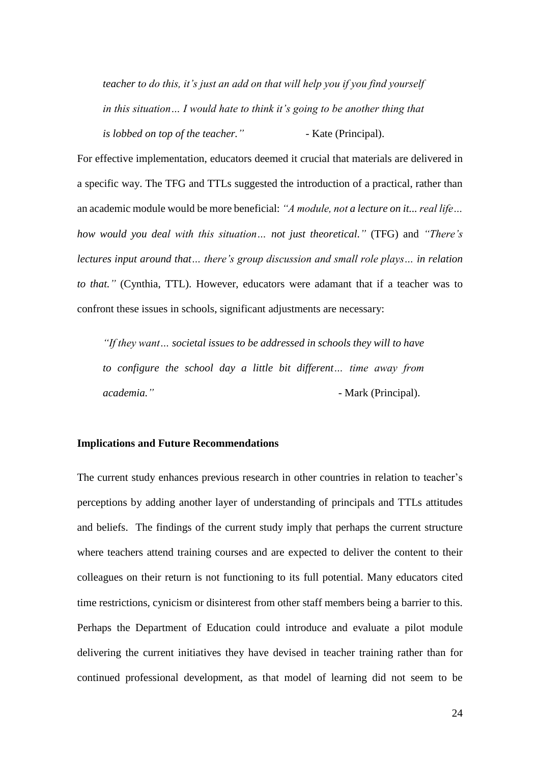> *teacher to do this, it's just an add on that will help you if you find yourself in this situation… I would hate to think it's going to be another thing that is lobbed on top of the teacher."* - Kate (Principal).

For effective implementation, educators deemed it crucial that materials are delivered in a specific way. The TFG and TTLs suggested the introduction of a practical, rather than an academic module would be more beneficial: *"A module, not a lecture on it... real life… how would you deal with this situation… not just theoretical."* (TFG) and *"There's lectures input around that… there's group discussion and small role plays… in relation to that."* (Cynthia, TTL). However, educators were adamant that if a teacher was to confront these issues in schools, significant adjustments are necessary:

> *"If they want… societal issues to be addressed in schools they will to have to configure the school day a little bit different… time away from academia."* - Mark (Principal).

**Implications and Future Recommendations**

The current study enhances previous research in other countries in relation to teacher's perceptions by adding another layer of understanding of principals and TTLs attitudes and beliefs. The findings of the current study imply that perhaps the current structure where teachers attend training courses and are expected to deliver the content to their colleagues on their return is not functioning to its full potential. Many educators cited time restrictions, cynicism or disinterest from other staff members being a barrier to this. Perhaps the Department of Education could introduce and evaluate a pilot module delivering the current initiatives they have devised in teacher training rather than for continued professional development, as that model of learning did not seem to be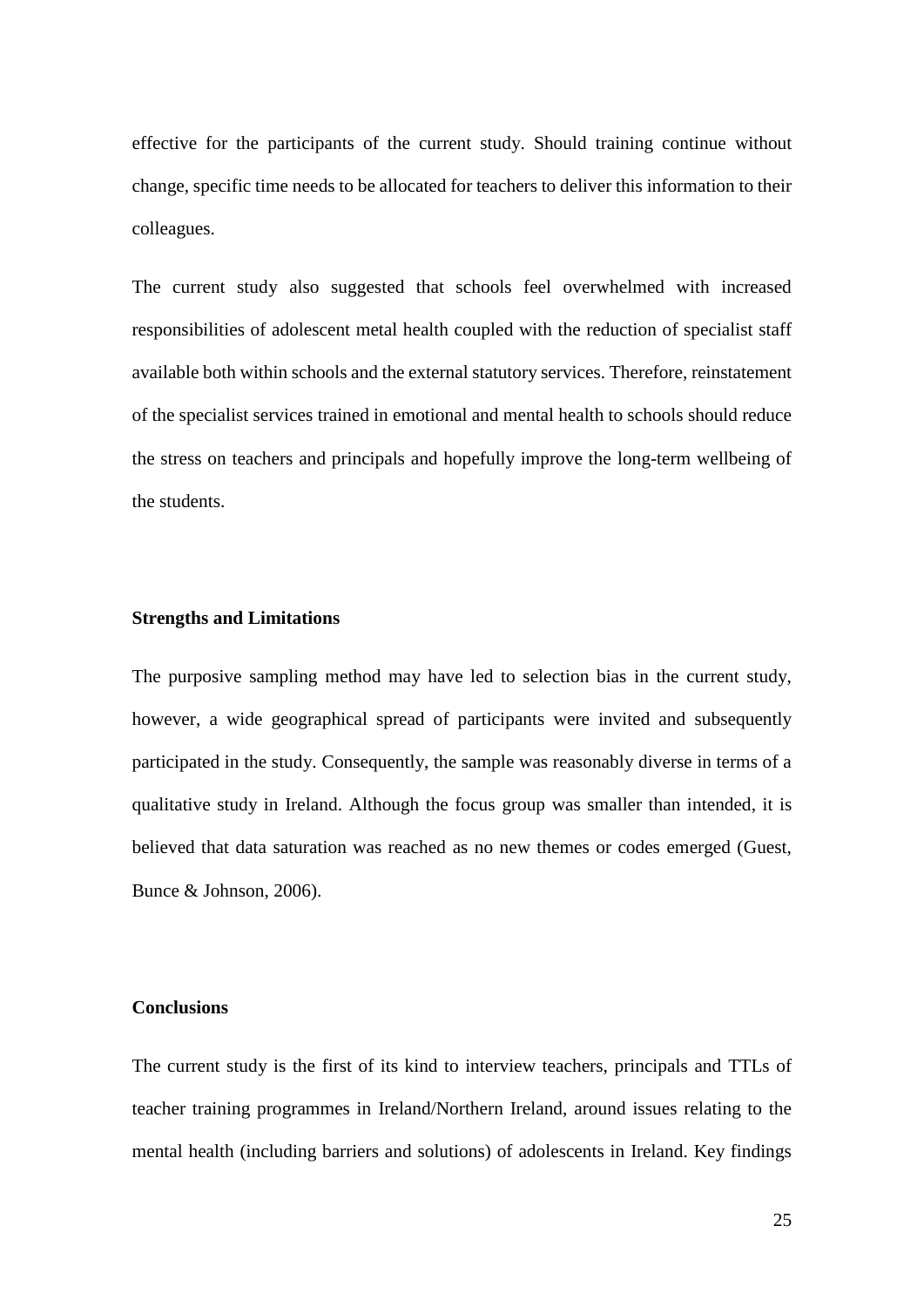effective for the participants of the current study. Should training continue without change, specific time needs to be allocated for teachers to deliver this information to their colleagues.

The current study also suggested that schools feel overwhelmed with increased responsibilities of adolescent metal health coupled with the reduction of specialist staff available both within schools and the external statutory services. Therefore, reinstatement of the specialist services trained in emotional and mental health to schools should reduce the stress on teachers and principals and hopefully improve the long-term wellbeing of the students.

**Strengths and Limitations**

The purposive sampling method may have led to selection bias in the current study, however, a wide geographical spread of participants were invited and subsequently participated in the study. Consequently, the sample was reasonably diverse in terms of a qualitative study in Ireland. Although the focus group was smaller than intended, it is believed that data saturation was reached as no new themes or codes emerged (Guest, Bunce & Johnson, 2006).

**Conclusions**

The current study is the first of its kind to interview teachers, principals and TTLs of teacher training programmes in Ireland/Northern Ireland, around issues relating to the mental health (including barriers and solutions) of adolescents in Ireland. Key findings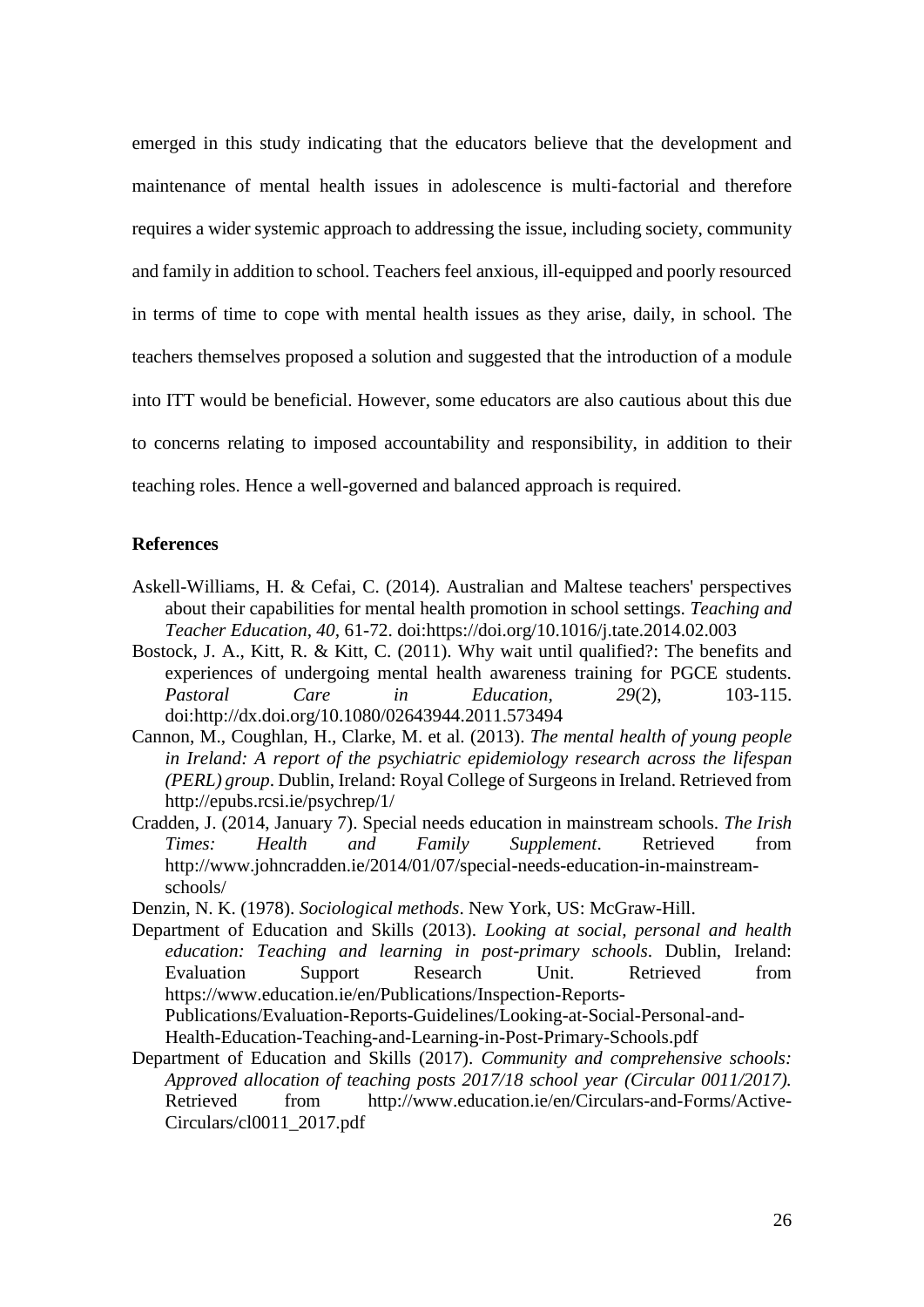emerged in this study indicating that the educators believe that the development and maintenance of mental health issues in adolescence is multi-factorial and therefore requires a wider systemic approach to addressing the issue, including society, community and family in addition to school. Teachers feel anxious, ill-equipped and poorly resourced in terms of time to cope with mental health issues as they arise, daily, in school. The teachers themselves proposed a solution and suggested that the introduction of a module into ITT would be beneficial. However, some educators are also cautious about this due to concerns relating to imposed accountability and responsibility, in addition to their teaching roles. Hence a well-governed and balanced approach is required.

**References**

Askell-Williams, H. & Cefai, C. (2014). Australian and Maltese teachers' perspectives about their capabilities for mental health promotion in school settings. *Teaching and Teacher Education*, *40*, 61-72. doi:https://doi.org/10.1016/j.tate.2014.02.003

Bostock, J. A., Kitt, R. & Kitt, C. (2011). Why wait until qualified?: The benefits and experiences of undergoing mental health awareness training for PGCE students. *Pastoral Care in Education*, *29*(2), 103-115. doi:http://dx.doi.org/10.1080/02643944.2011.573494

Cannon, M., Coughlan, H., Clarke, M. et al. (2013). *The mental health of young people in Ireland: A report of the psychiatric epidemiology research across the lifespan (PERL) group*. Dublin, Ireland: Royal College of Surgeons in Ireland. Retrieved from http://epubs.rcsi.ie/psychrep/1/

Cradden, J. (2014, January 7). Special needs education in mainstream schools. *The Irish Times: Health and Family Supplement*. Retrieved from http://www.johncradden.ie/2014/01/07/special-needs-education-in-mainstream-schools/

Denzin, N. K. (1978). *Sociological methods*. New York, US: McGraw-Hill.

Department of Education and Skills (2013). *Looking at social, personal and health education: Teaching and learning in post-primary schools*. Dublin, Ireland: Evaluation Support Research Unit. Retrieved from https://www.education.ie/en/Publications/Inspection-Reports-Publications/Evaluation-Reports-Guidelines/Looking-at-Social-Personal-and-Health-Education-Teaching-and-Learning-in-Post-Primary-Schools.pdf

Department of Education and Skills (2017). *Community and comprehensive schools: Approved allocation of teaching posts 2017/18 school year (Circular 0011/2017).* Retrieved from http://www.education.ie/en/Circulars-and-Forms/Active-Circulars/cl0011_2017.pdf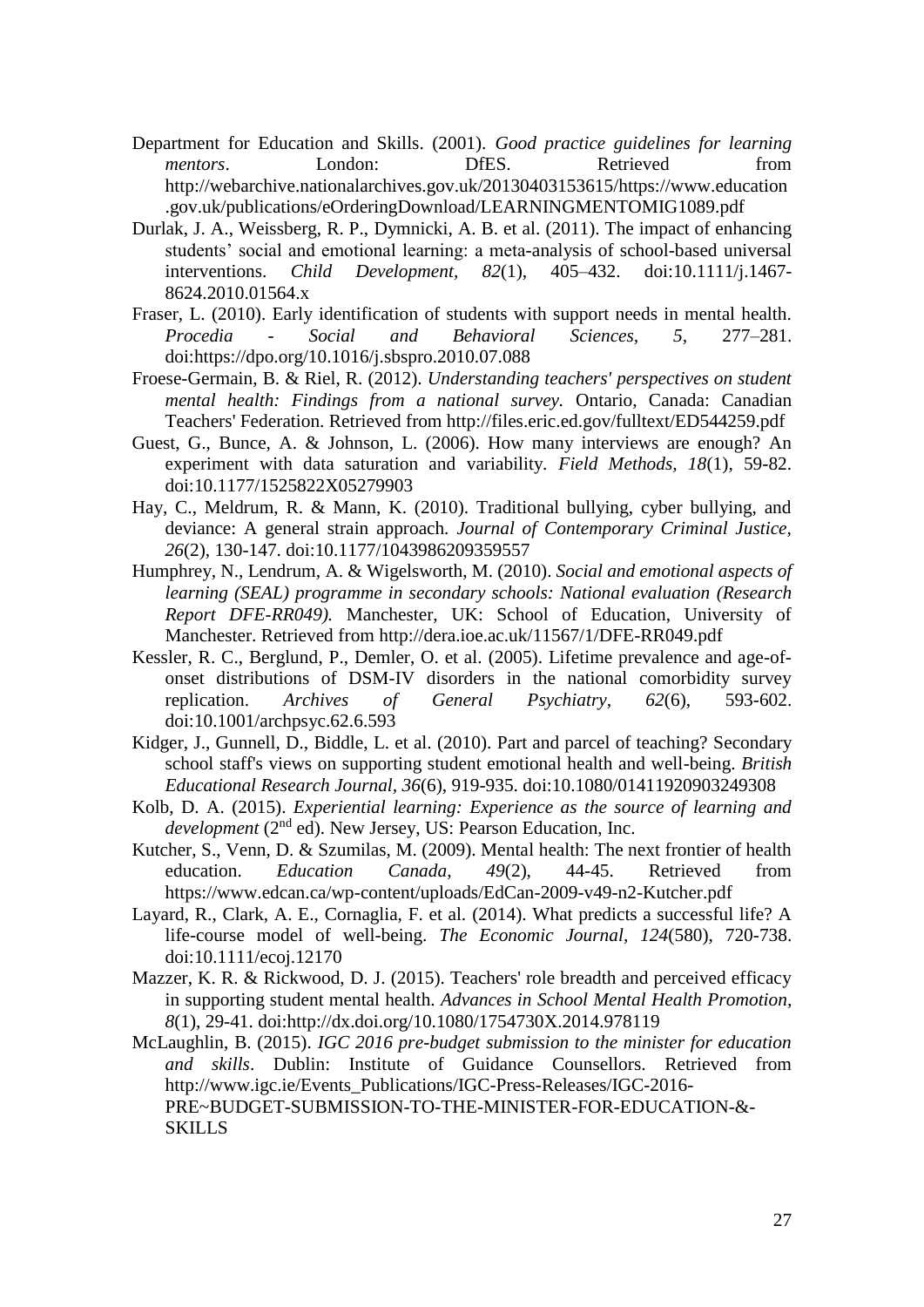Department for Education and Skills. (2001). *Good practice guidelines for learning mentors*. London: DfES. Retrieved from http://webarchive.nationalarchives.gov.uk/20130403153615/https://www.education.gov.uk/publications/eOrderingDownload/LEARNINGMENTOMIG1089.pdf

Durlak, J. A., Weissberg, R. P., Dymnicki, A. B. et al. (2011). The impact of enhancing students' social and emotional learning: a meta-analysis of school-based universal interventions. *Child Development, 82*(1), 405–432. doi:10.1111/j.1467-8624.2010.01564.x

Fraser, L. (2010). Early identification of students with support needs in mental health. *Procedia - Social and Behavioral Sciences, 5,* 277–281. doi:https://dpo.org/10.1016/j.sbspro.2010.07.088

Froese-Germain, B. & Riel, R. (2012). *Understanding teachers' perspectives on student mental health: Findings from a national survey.* Ontario, Canada: Canadian Teachers' Federation. Retrieved from http://files.eric.ed.gov/fulltext/ED544259.pdf

Guest, G., Bunce, A. & Johnson, L. (2006). How many interviews are enough? An experiment with data saturation and variability. *Field Methods, 18*(1), 59-82. doi:10.1177/1525822X05279903

Hay, C., Meldrum, R. & Mann, K. (2010). Traditional bullying, cyber bullying, and deviance: A general strain approach. *Journal of Contemporary Criminal Justice, 26*(2), 130-147. doi:10.1177/1043986209359557

Humphrey, N., Lendrum, A. & Wigelsworth, M. (2010). *Social and emotional aspects of learning (SEAL) programme in secondary schools: National evaluation (Research Report DFE-RR049).* Manchester, UK: School of Education, University of Manchester. Retrieved from http://dera.ioe.ac.uk/11567/1/DFE-RR049.pdf

Kessler, R. C., Berglund, P., Demler, O. et al. (2005). Lifetime prevalence and age-of-onset distributions of DSM-IV disorders in the national comorbidity survey replication. *Archives of General Psychiatry, 62*(6), 593-602. doi:10.1001/archpsyc.62.6.593

Kidger, J., Gunnell, D., Biddle, L. et al. (2010). Part and parcel of teaching? Secondary school staff's views on supporting student emotional health and well-being. *British Educational Research Journal, 36*(6), 919-935. doi:10.1080/01411920903249308

Kolb, D. A. (2015). *Experiential learning: Experience as the source of learning and development* (2nd ed). New Jersey, US: Pearson Education, Inc.

Kutcher, S., Venn, D. & Szumilas, M. (2009). Mental health: The next frontier of health education. *Education Canada, 49*(2), 44-45. Retrieved from https://www.edcan.ca/wp-content/uploads/EdCan-2009-v49-n2-Kutcher.pdf

Layard, R., Clark, A. E., Cornaglia, F. et al. (2014). What predicts a successful life? A life-course model of well-being. *The Economic Journal, 124*(580), 720-738. doi:10.1111/ecoj.12170

Mazzer, K. R. & Rickwood, D. J. (2015). Teachers' role breadth and perceived efficacy in supporting student mental health. *Advances in School Mental Health Promotion, 8*(1), 29-41. doi:http://dx.doi.org/10.1080/1754730X.2014.978119

McLaughlin, B. (2015). *IGC 2016 pre-budget submission to the minister for education and skills*. Dublin: Institute of Guidance Counsellors. Retrieved from http://www.igc.ie/Events_Publications/IGC-Press-Releases/IGC-2016-PRE~BUDGET-SUBMISSION-TO-THE-MINISTER-FOR-EDUCATION-&-SKILLS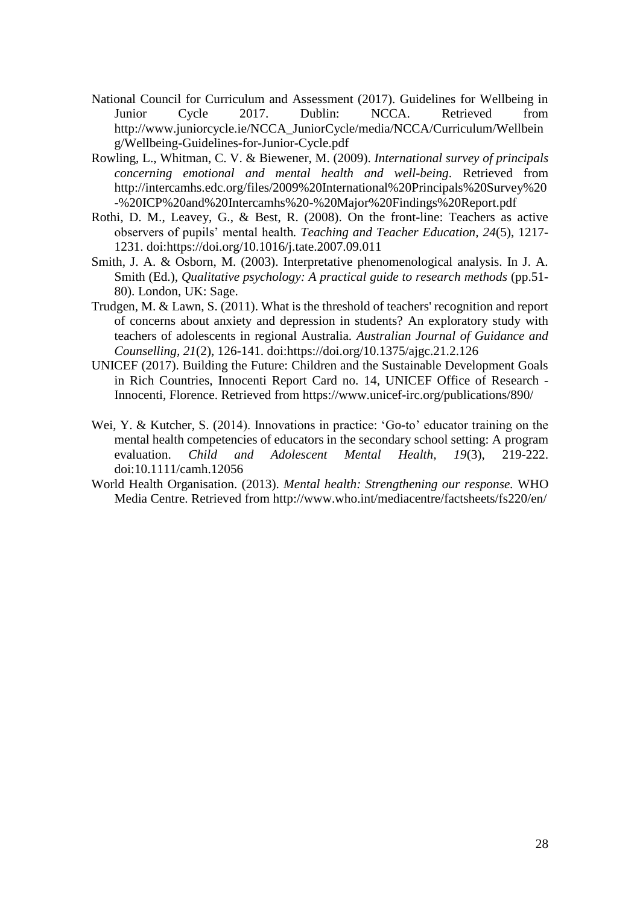National Council for Curriculum and Assessment (2017). Guidelines for Wellbeing in Junior Cycle 2017. Dublin: NCCA. Retrieved from http://www.juniorcycle.ie/NCCA_JuniorCycle/media/NCCA/Curriculum/Wellbeing/Wellbeing-Guidelines-for-Junior-Cycle.pdf

Rowling, L., Whitman, C. V. & Biewener, M. (2009). *International survey of principals concerning emotional and mental health and well-being*. Retrieved from http://intercamhs.edc.org/files/2009%20International%20Principals%20Survey%20-%20ICP%20and%20Intercamhs%20-%20Major%20Findings%20Report.pdf

Rothi, D. M., Leavey, G., & Best, R. (2008). On the front-line: Teachers as active observers of pupils' mental health*. Teaching and Teacher Education, 24*(5), 1217-1231. doi:https://doi.org/10.1016/j.tate.2007.09.011

Smith, J. A. & Osborn, M. (2003). Interpretative phenomenological analysis. In J. A. Smith (Ed.), *Qualitative psychology: A practical guide to research methods* (pp.51-80). London, UK: Sage.

Trudgen, M. & Lawn, S. (2011). What is the threshold of teachers' recognition and report of concerns about anxiety and depression in students? An exploratory study with teachers of adolescents in regional Australia*. Australian Journal of Guidance and Counselling, 21*(2), 126-141. doi:https://doi.org/10.1375/ajgc.21.2.126

UNICEF (2017). Building the Future: Children and the Sustainable Development Goals in Rich Countries, Innocenti Report Card no. 14, UNICEF Office of Research - Innocenti, Florence. Retrieved from https://www.unicef-irc.org/publications/890/

Wei, Y. & Kutcher, S. (2014). Innovations in practice: 'Go-to' educator training on the mental health competencies of educators in the secondary school setting: A program evaluation. *Child and Adolescent Mental Health, 19*(3), 219-222. doi:10.1111/camh.12056

World Health Organisation. (2013). *Mental health: Strengthening our response.* WHO Media Centre. Retrieved from http://www.who.int/mediacentre/factsheets/fs220/en/